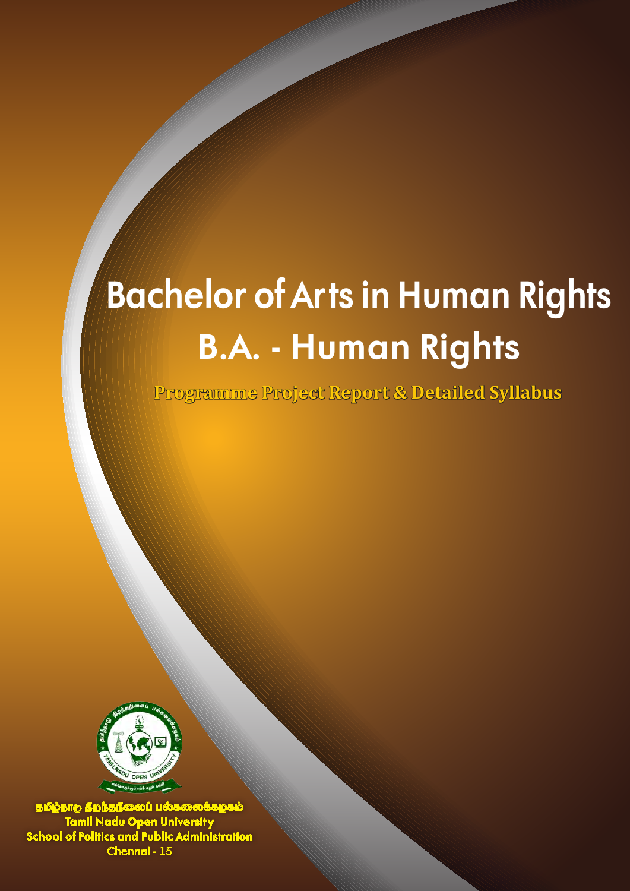# Bachelor of Arts in Human Rights

## B.A. - Human Rights

**Programme Project Report & Detailed Syllabus**

தமிழ்நாடு திறந்தநிலைப் பல்கலைக்கழகம்

Tamil Nadu Open University

School of Politics and Public Administration

Chennai - 15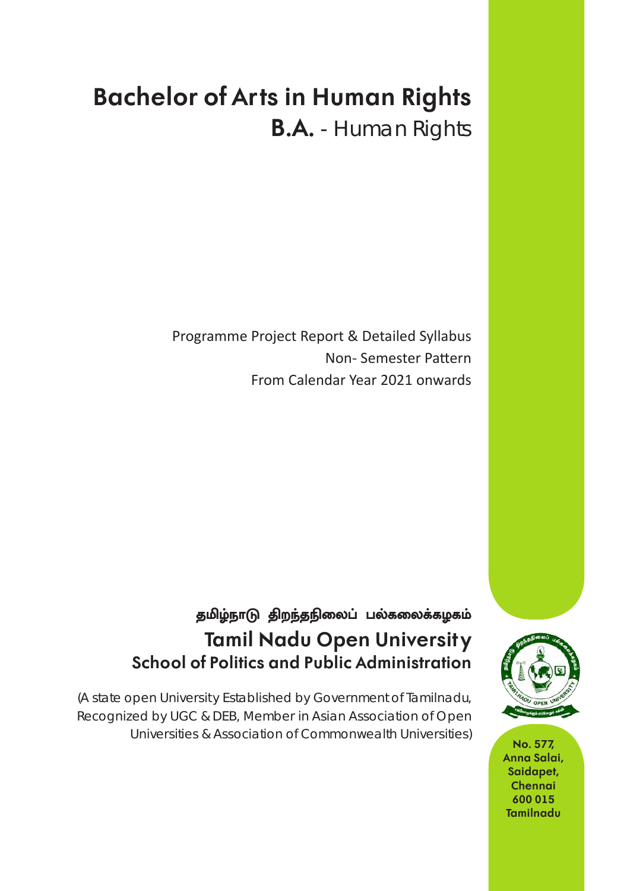# Bachelor of Arts in Human Rights

## B.A. - Human Rights

Programme Project Report & Detailed Syllabus

Non- Semester Pattern

From Calendar Year 2021 onwards

தமிழ்நாடு திறந்தநிலைப் பல்கலைக்கழகம்

## Tamil Nadu Open University

### School of Politics and Public Administration

(A state open University Established by Government of Tamilnadu, Recognized by UGC & DEB, Member in Asian Association of Open Universities & Association of Commonwealth Universities)

No. 577, Anna Salai, Saidapet, Chennai 600 015 Tamilnadu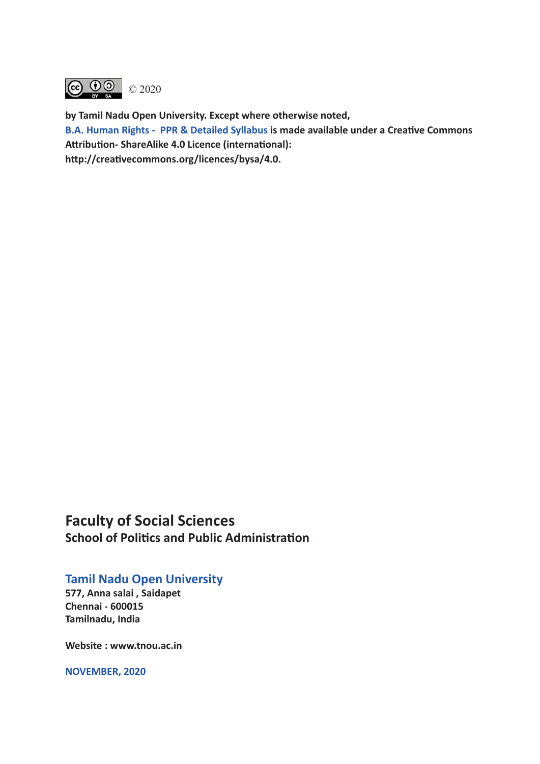© 2020

**by Tamil Nadu Open University. Except where otherwise noted, B.A. Human Rights - PPR & Detailed Syllabus is made available under a Creative Commons Attribution- ShareAlike 4.0 Licence (international): http://creativecommons.org/licences/bysa/4.0.**

## Faculty of Social Sciences

### School of Politics and Public Administration

## Tamil Nadu Open University

**577, Anna salai , Saidapet**
**Chennai - 600015**
**Tamilnadu, India**

**Website : www.tnou.ac.in**

**NOVEMBER, 2020**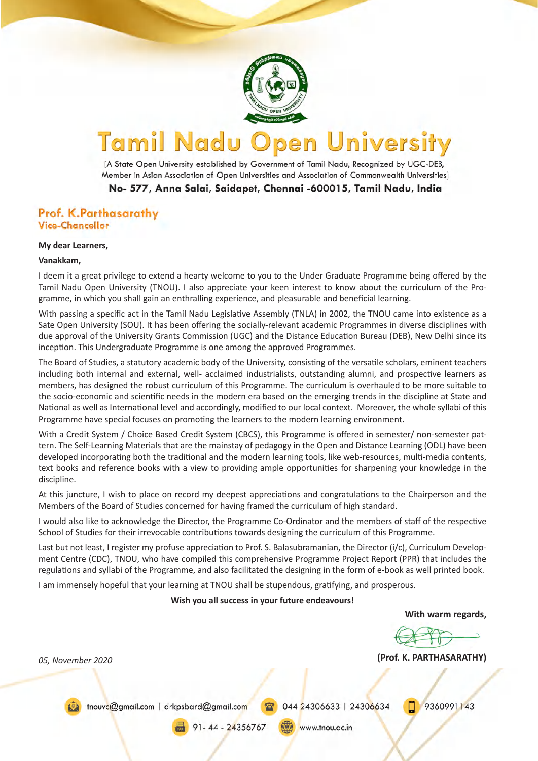# Tamil Nadu Open University

[A State Open University established by Government of Tamil Nadu, Recognized by UGC-DEB, Member in Asian Association of Open Universities and Association of Commonwealth Universities]

**No- 577, Anna Salai, Saidapet, Chennai -600015, Tamil Nadu, India**

**Prof. K.Parthasarathy**
**Vice-Chancellor**

**My dear Learners,**

**Vanakkam,**

I deem it a great privilege to extend a hearty welcome to you to the Under Graduate Programme being offered by the Tamil Nadu Open University (TNOU). I also appreciate your keen interest to know about the curriculum of the Programme, in which you shall gain an enthralling experience, and pleasurable and beneficial learning.

With passing a specific act in the Tamil Nadu Legislative Assembly (TNLA) in 2002, the TNOU came into existence as a Sate Open University (SOU). It has been offering the socially-relevant academic Programmes in diverse disciplines with due approval of the University Grants Commission (UGC) and the Distance Education Bureau (DEB), New Delhi since its inception. This Undergraduate Programme is one among the approved Programmes.

The Board of Studies, a statutory academic body of the University, consisting of the versatile scholars, eminent teachers including both internal and external, well- acclaimed industrialists, outstanding alumni, and prospective learners as members, has designed the robust curriculum of this Programme. The curriculum is overhauled to be more suitable to the socio-economic and scientific needs in the modern era based on the emerging trends in the discipline at State and National as well as International level and accordingly, modified to our local context. Moreover, the whole syllabi of this Programme have special focuses on promoting the learners to the modern learning environment.

With a Credit System / Choice Based Credit System (CBCS), this Programme is offered in semester/ non-semester pattern. The Self-Learning Materials that are the mainstay of pedagogy in the Open and Distance Learning (ODL) have been developed incorporating both the traditional and the modern learning tools, like web-resources, multi-media contents, text books and reference books with a view to providing ample opportunities for sharpening your knowledge in the discipline.

At this juncture, I wish to place on record my deepest appreciations and congratulations to the Chairperson and the Members of the Board of Studies concerned for having framed the curriculum of high standard.

I would also like to acknowledge the Director, the Programme Co-Ordinator and the members of staff of the respective School of Studies for their irrevocable contributions towards designing the curriculum of this Programme.

Last but not least, I register my profuse appreciation to Prof. S. Balasubramanian, the Director (i/c), Curriculum Development Centre (CDC), TNOU, who have compiled this comprehensive Programme Project Report (PPR) that includes the regulations and syllabi of the Programme, and also facilitated the designing in the form of e-book as well printed book.

I am immensely hopeful that your learning at TNOU shall be stupendous, gratifying, and prosperous.

**Wish you all success in your future endeavours!**

**With warm regards,**

**(Prof. K. PARTHASARATHY)**

*05, November 2020*

tnouvc@gmail.com | drkpsbard@gmail.com   044 24306633 | 24306634   9360991143

91- 44 - 24356767   www.tnou.ac.in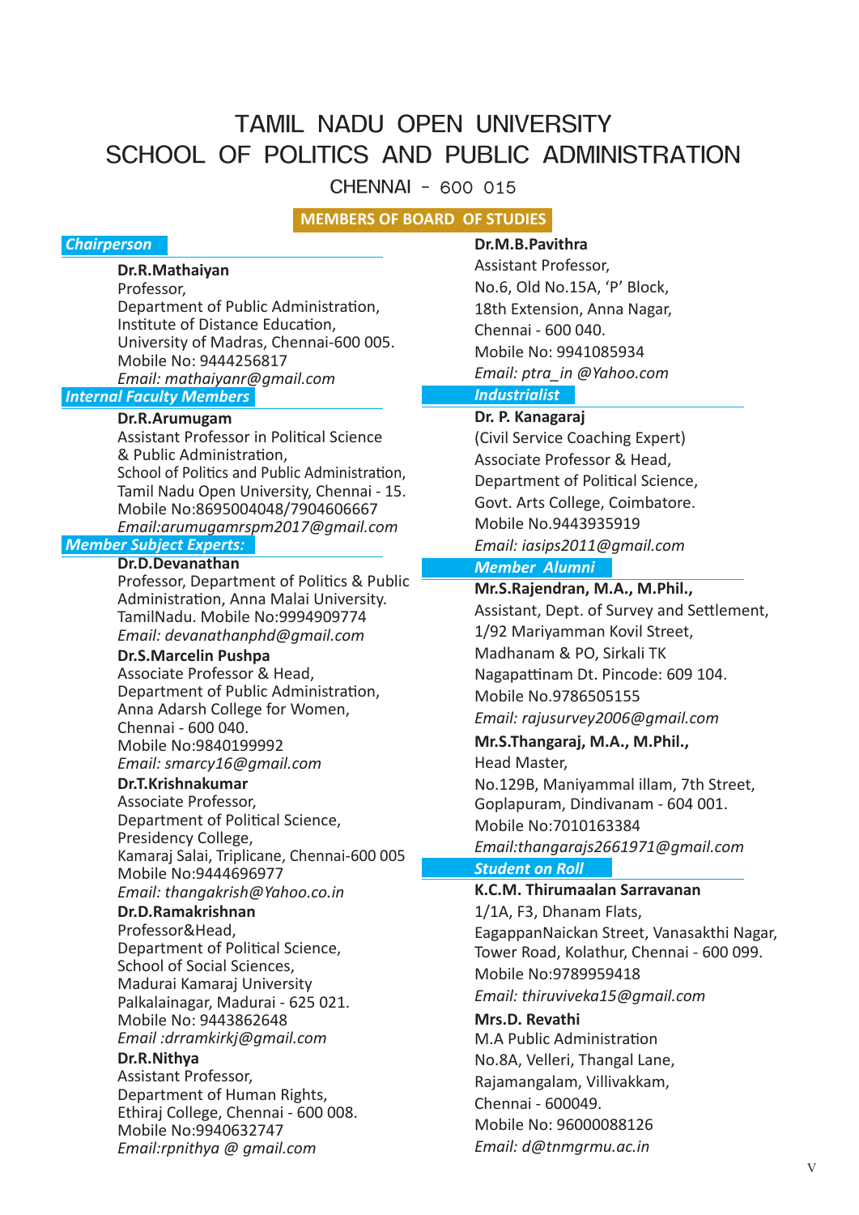# TAMIL NADU OPEN UNIVERSITY
# SCHOOL OF POLITICS AND PUBLIC ADMINISTRATION

CHENNAI - 600 015

## MEMBERS OF BOARD OF STUDIES

### *Chairperson*

**Dr.R.Mathaiyan**
Professor,
Department of Public Administration,
Institute of Distance Education,
University of Madras, Chennai-600 005.
Mobile No: 9444256817
*Email: mathaiyanr@gmail.com*

### *Internal Faculty Members*

**Dr.R.Arumugam**
Assistant Professor in Political Science & Public Administration,
School of Politics and Public Administration,
Tamil Nadu Open University, Chennai - 15.
Mobile No:8695004048/7904606667
*Email:arumugamrspm2017@gmail.com*

### *Member Subject Experts:*

**Dr.D.Devanathan**
Professor, Department of Politics & Public Administration, Anna Malai University.
TamilNadu. Mobile No:9994909774
*Email: devanathanphd@gmail.com*

**Dr.S.Marcelin Pushpa**
Associate Professor & Head,
Department of Public Administration,
Anna Adarsh College for Women,
Chennai - 600 040.
Mobile No:9840199992
*Email: smarcy16@gmail.com*

**Dr.T.Krishnakumar**
Associate Professor,
Department of Political Science,
Presidency College,
Kamaraj Salai, Triplicane, Chennai-600 005
Mobile No:9444696977
*Email: thangakrish@Yahoo.co.in*

**Dr.D.Ramakrishnan**
Professor&Head,
Department of Political Science,
School of Social Sciences,
Madurai Kamaraj University
Palkalainagar, Madurai - 625 021.
Mobile No: 9443862648
*Email :drramkirkj@gmail.com*

**Dr.R.Nithya**
Assistant Professor,
Department of Human Rights,
Ethiraj College, Chennai - 600 008.
Mobile No:9940632747
*Email:rpnithya @ gmail.com*

**Dr.M.B.Pavithra**
Assistant Professor,
No.6, Old No.15A, 'P' Block,
18th Extension, Anna Nagar,
Chennai - 600 040.
Mobile No: 9941085934
*Email: ptra_in @Yahoo.com*

### *Industrialist*

**Dr. P. Kanagaraj**
(Civil Service Coaching Expert)
Associate Professor & Head,
Department of Political Science,
Govt. Arts College, Coimbatore.
Mobile No.9443935919
*Email: iasips2011@gmail.com*

### *Member Alumni*

**Mr.S.Rajendran, M.A., M.Phil.,**
Assistant, Dept. of Survey and Settlement,
1/92 Mariyamman Kovil Street,
Madhanam & PO, Sirkali TK
Nagapattinam Dt. Pincode: 609 104.
Mobile No.9786505155
*Email: rajusurvey2006@gmail.com*

**Mr.S.Thangaraj, M.A., M.Phil.,**
Head Master,
No.129B, Maniyammal illam, 7th Street,
Goplapuram, Dindivanam - 604 001.
Mobile No:7010163384
*Email:thangarajs2661971@gmail.com*

### *Student on Roll*

**K.C.M. Thirumaalan Sarravanan**
1/1A, F3, Dhanam Flats,
EagappanNaickan Street, Vanasakthi Nagar,
Tower Road, Kolathur, Chennai - 600 099.
Mobile No:9789959418
*Email: thiruviveka15@gmail.com*

**Mrs.D. Revathi**
M.A Public Administration
No.8A, Velleri, Thangal Lane,
Rajamangalam, Villivakkam,
Chennai - 600049.
Mobile No: 96000088126
*Email: d@tnmgrmu.ac.in*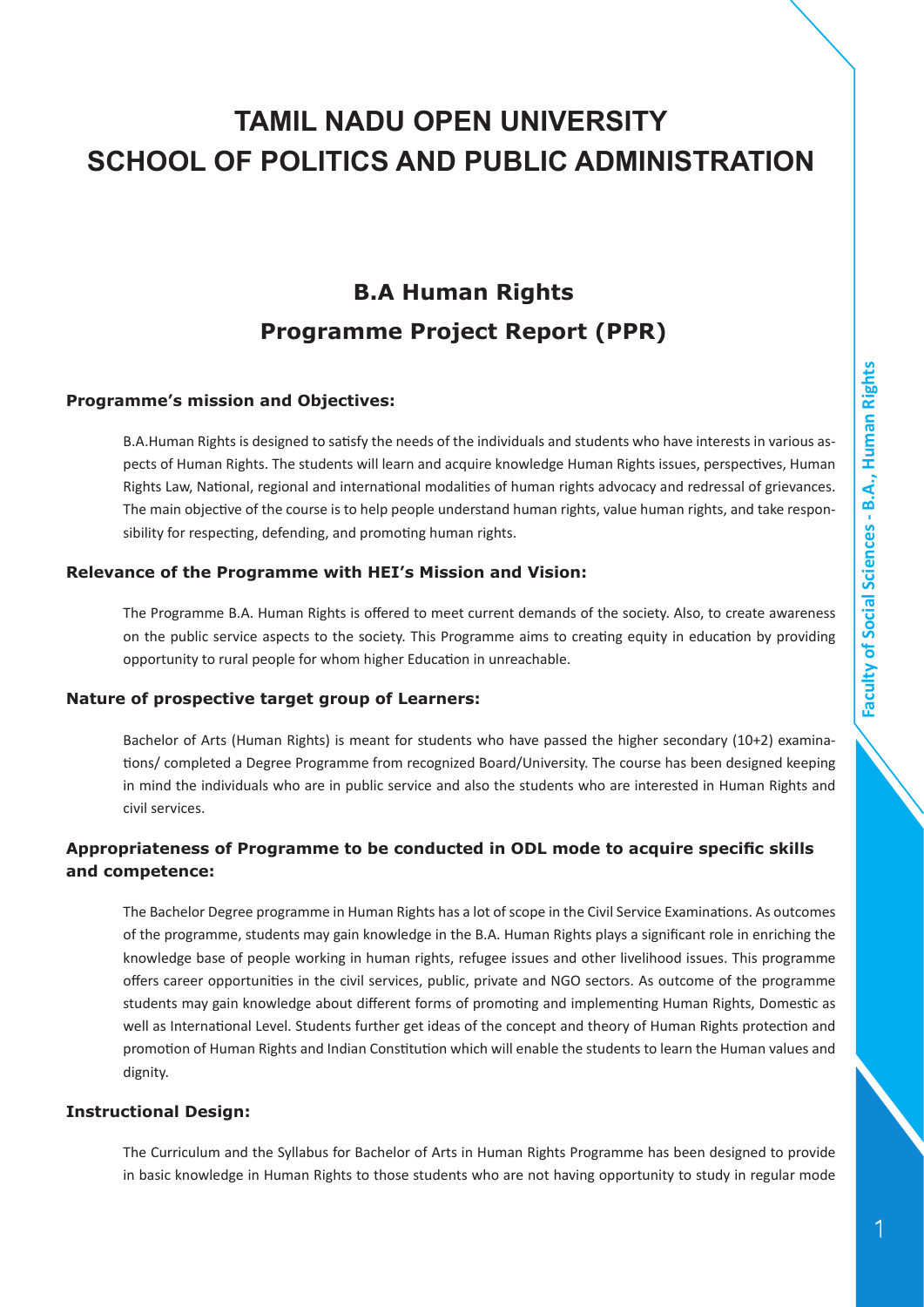# TAMIL NADU OPEN UNIVERSITY
# SCHOOL OF POLITICS AND PUBLIC ADMINISTRATION

## B.A Human Rights
## Programme Project Report (PPR)

### Programme's mission and Objectives:

B.A.Human Rights is designed to satisfy the needs of the individuals and students who have interests in various aspects of Human Rights. The students will learn and acquire knowledge Human Rights issues, perspectives, Human Rights Law, National, regional and international modalities of human rights advocacy and redressal of grievances. The main objective of the course is to help people understand human rights, value human rights, and take responsibility for respecting, defending, and promoting human rights.

### Relevance of the Programme with HEI's Mission and Vision:

The Programme B.A. Human Rights is offered to meet current demands of the society. Also, to create awareness on the public service aspects to the society. This Programme aims to creating equity in education by providing opportunity to rural people for whom higher Education in unreachable.

### Nature of prospective target group of Learners:

Bachelor of Arts (Human Rights) is meant for students who have passed the higher secondary (10+2) examinations/ completed a Degree Programme from recognized Board/University. The course has been designed keeping in mind the individuals who are in public service and also the students who are interested in Human Rights and civil services.

### Appropriateness of Programme to be conducted in ODL mode to acquire specific skills and competence:

The Bachelor Degree programme in Human Rights has a lot of scope in the Civil Service Examinations. As outcomes of the programme, students may gain knowledge in the B.A. Human Rights plays a significant role in enriching the knowledge base of people working in human rights, refugee issues and other livelihood issues. This programme offers career opportunities in the civil services, public, private and NGO sectors. As outcome of the programme students may gain knowledge about different forms of promoting and implementing Human Rights, Domestic as well as International Level. Students further get ideas of the concept and theory of Human Rights protection and promotion of Human Rights and Indian Constitution which will enable the students to learn the Human values and dignity.

### Instructional Design:

The Curriculum and the Syllabus for Bachelor of Arts in Human Rights Programme has been designed to provide in basic knowledge in Human Rights to those students who are not having opportunity to study in regular mode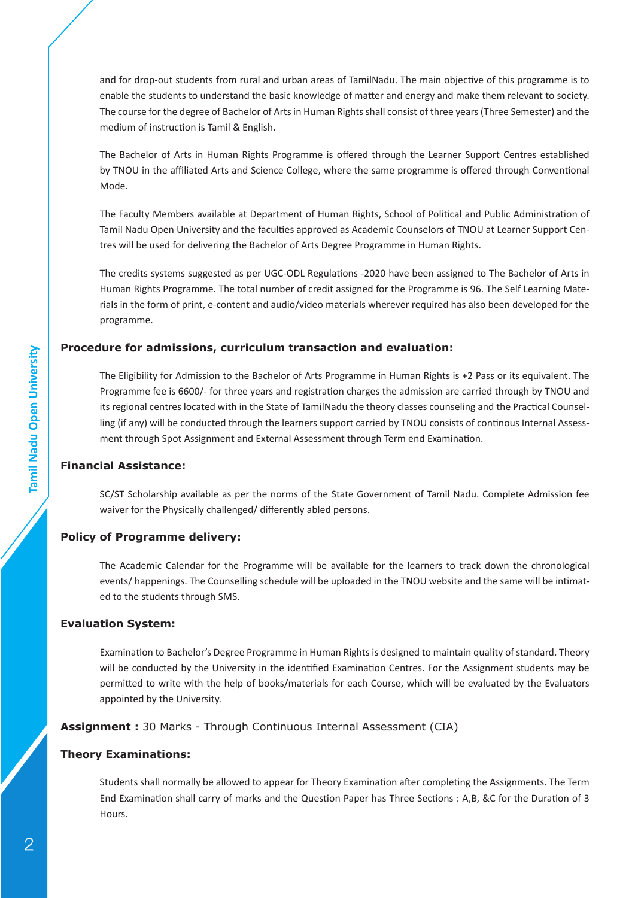and for drop-out students from rural and urban areas of TamilNadu. The main objective of this programme is to enable the students to understand the basic knowledge of matter and energy and make them relevant to society. The course for the degree of Bachelor of Arts in Human Rights shall consist of three years (Three Semester) and the medium of instruction is Tamil & English.

The Bachelor of Arts in Human Rights Programme is offered through the Learner Support Centres established by TNOU in the affiliated Arts and Science College, where the same programme is offered through Conventional Mode.

The Faculty Members available at Department of Human Rights, School of Political and Public Administration of Tamil Nadu Open University and the faculties approved as Academic Counselors of TNOU at Learner Support Centres will be used for delivering the Bachelor of Arts Degree Programme in Human Rights.

The credits systems suggested as per UGC-ODL Regulations -2020 have been assigned to The Bachelor of Arts in Human Rights Programme. The total number of credit assigned for the Programme is 96. The Self Learning Materials in the form of print, e-content and audio/video materials wherever required has also been developed for the programme.

### Procedure for admissions, curriculum transaction and evaluation:

The Eligibility for Admission to the Bachelor of Arts Programme in Human Rights is +2 Pass or its equivalent. The Programme fee is 6600/- for three years and registration charges the admission are carried through by TNOU and its regional centres located with in the State of TamilNadu the theory classes counseling and the Practical Counselling (if any) will be conducted through the learners support carried by TNOU consists of continous Internal Assessment through Spot Assignment and External Assessment through Term end Examination.

### Financial Assistance:

SC/ST Scholarship available as per the norms of the State Government of Tamil Nadu. Complete Admission fee waiver for the Physically challenged/ differently abled persons.

### Policy of Programme delivery:

The Academic Calendar for the Programme will be available for the learners to track down the chronological events/ happenings. The Counselling schedule will be uploaded in the TNOU website and the same will be intimated to the students through SMS.

### Evaluation System:

Examination to Bachelor's Degree Programme in Human Rights is designed to maintain quality of standard. Theory will be conducted by the University in the identified Examination Centres. For the Assignment students may be permitted to write with the help of books/materials for each Course, which will be evaluated by the Evaluators appointed by the University.

**Assignment :** 30 Marks - Through Continuous Internal Assessment (CIA)

### Theory Examinations:

Students shall normally be allowed to appear for Theory Examination after completing the Assignments. The Term End Examination shall carry of marks and the Question Paper has Three Sections : A,B, &C for the Duration of 3 Hours.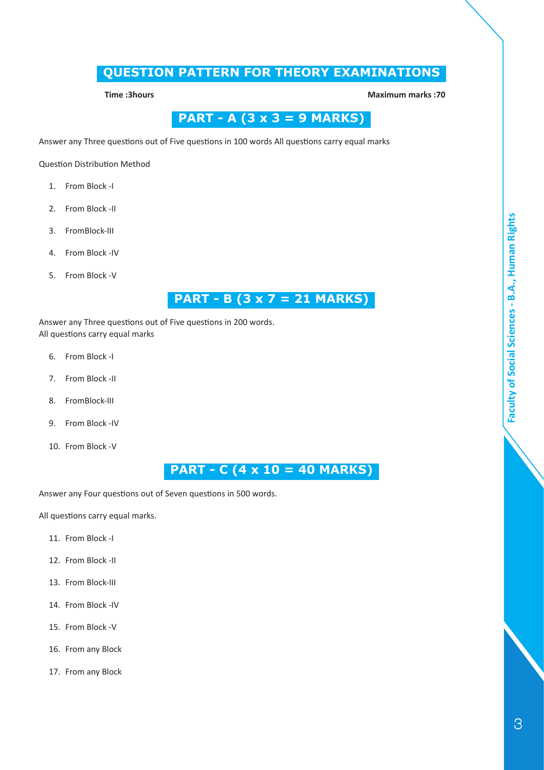# QUESTION PATTERN FOR THEORY EXAMINATIONS

**Time :3hours** **Maximum marks :70**

## PART - A (3 x 3 = 9 MARKS)

Answer any Three questions out of Five questions in 100 words All questions carry equal marks

Question Distribution Method

1. From Block -I
2. From Block -II
3. FromBlock-III
4. From Block -IV
5. From Block -V

## PART - B (3 x 7 = 21 MARKS)

Answer any Three questions out of Five questions in 200 words.
All questions carry equal marks

6. From Block -I
7. From Block -II
8. FromBlock-III
9. From Block -IV
10. From Block -V

## PART - C (4 x 10 = 40 MARKS)

Answer any Four questions out of Seven questions in 500 words.

All questions carry equal marks.

11. From Block -I
12. From Block -II
13. From Block-III
14. From Block -IV
15. From Block -V
16. From any Block
17. From any Block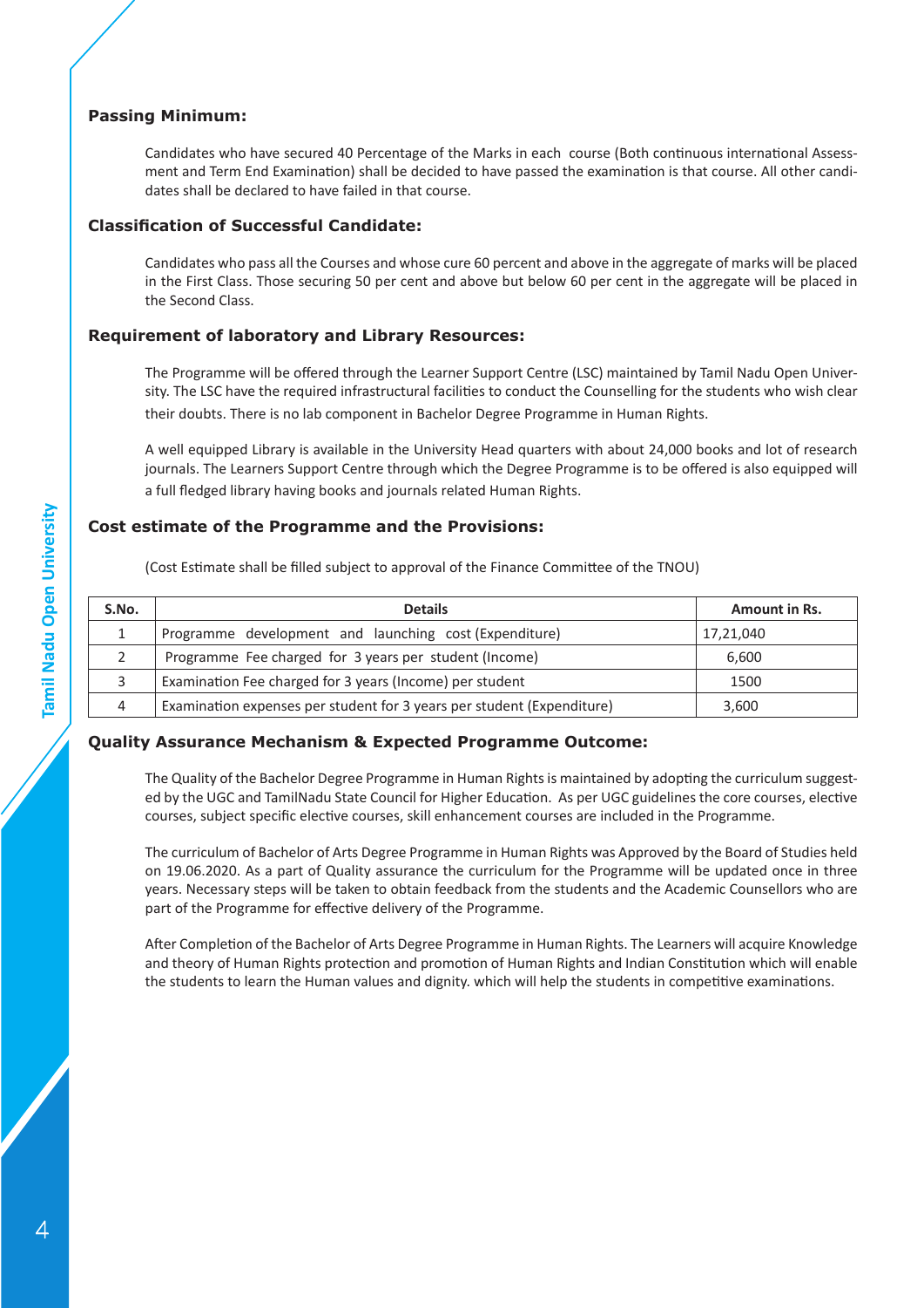### Passing Minimum:

Candidates who have secured 40 Percentage of the Marks in each course (Both continuous international Assessment and Term End Examination) shall be decided to have passed the examination is that course. All other candidates shall be declared to have failed in that course.

### Classification of Successful Candidate:

Candidates who pass all the Courses and whose cure 60 percent and above in the aggregate of marks will be placed in the First Class. Those securing 50 per cent and above but below 60 per cent in the aggregate will be placed in the Second Class.

### Requirement of laboratory and Library Resources:

The Programme will be offered through the Learner Support Centre (LSC) maintained by Tamil Nadu Open University. The LSC have the required infrastructural facilities to conduct the Counselling for the students who wish clear their doubts. There is no lab component in Bachelor Degree Programme in Human Rights.

A well equipped Library is available in the University Head quarters with about 24,000 books and lot of research journals. The Learners Support Centre through which the Degree Programme is to be offered is also equipped will a full fledged library having books and journals related Human Rights.

### Cost estimate of the Programme and the Provisions:

(Cost Estimate shall be filled subject to approval of the Finance Committee of the TNOU)

| S.No. | Details | Amount in Rs. |
|---|---|---|
| 1 | Programme development and launching cost (Expenditure) | 17,21,040 |
| 2 | Programme Fee charged for 3 years per student (Income) | 6,600 |
| 3 | Examination Fee charged for 3 years (Income) per student | 1500 |
| 4 | Examination expenses per student for 3 years per student (Expenditure) | 3,600 |

### Quality Assurance Mechanism & Expected Programme Outcome:

The Quality of the Bachelor Degree Programme in Human Rights is maintained by adopting the curriculum suggested by the UGC and TamilNadu State Council for Higher Education. As per UGC guidelines the core courses, elective courses, subject specific elective courses, skill enhancement courses are included in the Programme.

The curriculum of Bachelor of Arts Degree Programme in Human Rights was Approved by the Board of Studies held on 19.06.2020. As a part of Quality assurance the curriculum for the Programme will be updated once in three years. Necessary steps will be taken to obtain feedback from the students and the Academic Counsellors who are part of the Programme for effective delivery of the Programme.

After Completion of the Bachelor of Arts Degree Programme in Human Rights. The Learners will acquire Knowledge and theory of Human Rights protection and promotion of Human Rights and Indian Constitution which will enable the students to learn the Human values and dignity. which will help the students in competitive examinations.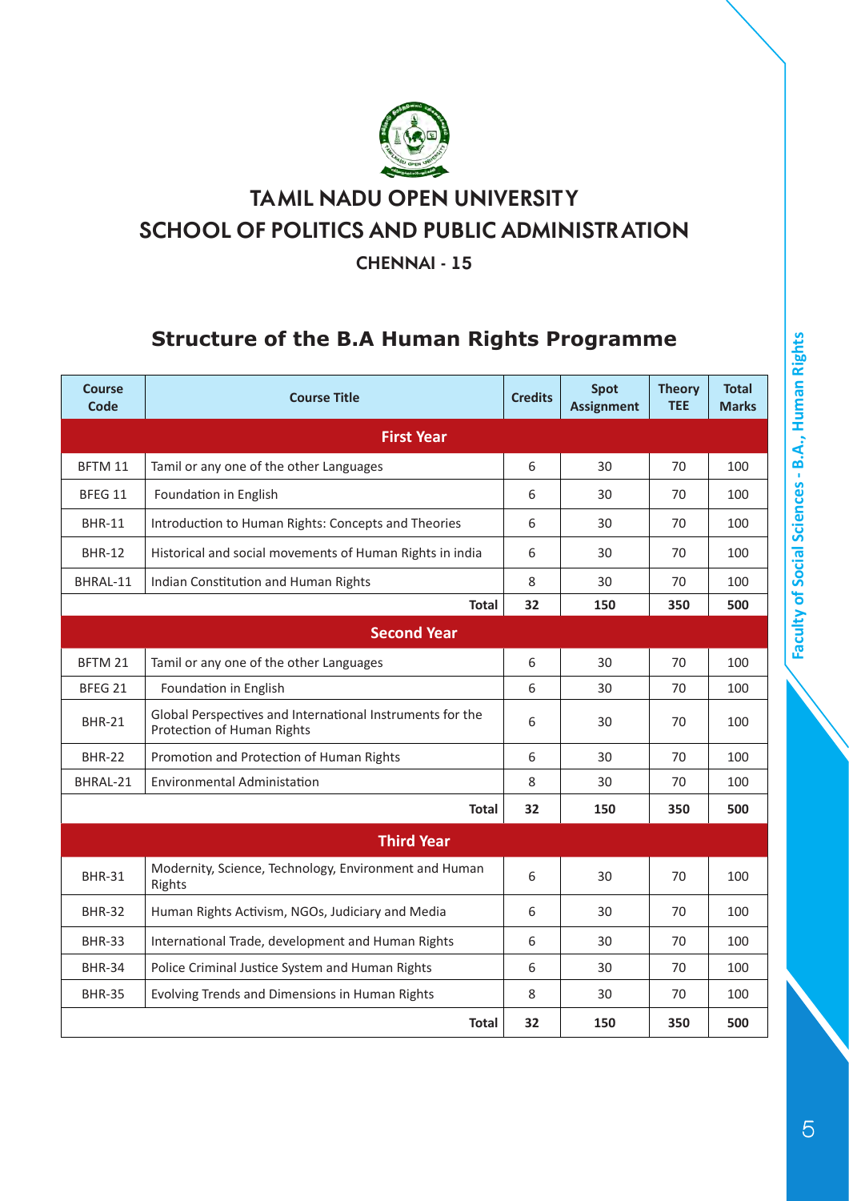# TAMIL NADU OPEN UNIVERSITY

# SCHOOL OF POLITICS AND PUBLIC ADMINISTRATION

### CHENNAI - 15

## Structure of the B.A Human Rights Programme

| Course Code | Course Title | Credits | Spot Assignment | Theory TEE | Total Marks |
|---|---|---|---|---|---|
| **First Year** | | | | | |
| BFTM 11 | Tamil or any one of the other Languages | 6 | 30 | 70 | 100 |
| BFEG 11 | Foundation in English | 6 | 30 | 70 | 100 |
| BHR-11 | Introduction to Human Rights: Concepts and Theories | 6 | 30 | 70 | 100 |
| BHR-12 | Historical and social movements of Human Rights in india | 6 | 30 | 70 | 100 |
| BHRAL-11 | Indian Constitution and Human Rights | 8 | 30 | 70 | 100 |
| | **Total** | **32** | **150** | **350** | **500** |
| **Second Year** | | | | | |
| BFTM 21 | Tamil or any one of the other Languages | 6 | 30 | 70 | 100 |
| BFEG 21 | Foundation in English | 6 | 30 | 70 | 100 |
| BHR-21 | Global Perspectives and International Instruments for the Protection of Human Rights | 6 | 30 | 70 | 100 |
| BHR-22 | Promotion and Protection of Human Rights | 6 | 30 | 70 | 100 |
| BHRAL-21 | Environmental Administation | 8 | 30 | 70 | 100 |
| | **Total** | **32** | **150** | **350** | **500** |
| **Third Year** | | | | | |
| BHR-31 | Modernity, Science, Technology, Environment and Human Rights | 6 | 30 | 70 | 100 |
| BHR-32 | Human Rights Activism, NGOs, Judiciary and Media | 6 | 30 | 70 | 100 |
| BHR-33 | International Trade, development and Human Rights | 6 | 30 | 70 | 100 |
| BHR-34 | Police Criminal Justice System and Human Rights | 6 | 30 | 70 | 100 |
| BHR-35 | Evolving Trends and Dimensions in Human Rights | 8 | 30 | 70 | 100 |
| | **Total** | **32** | **150** | **350** | **500** |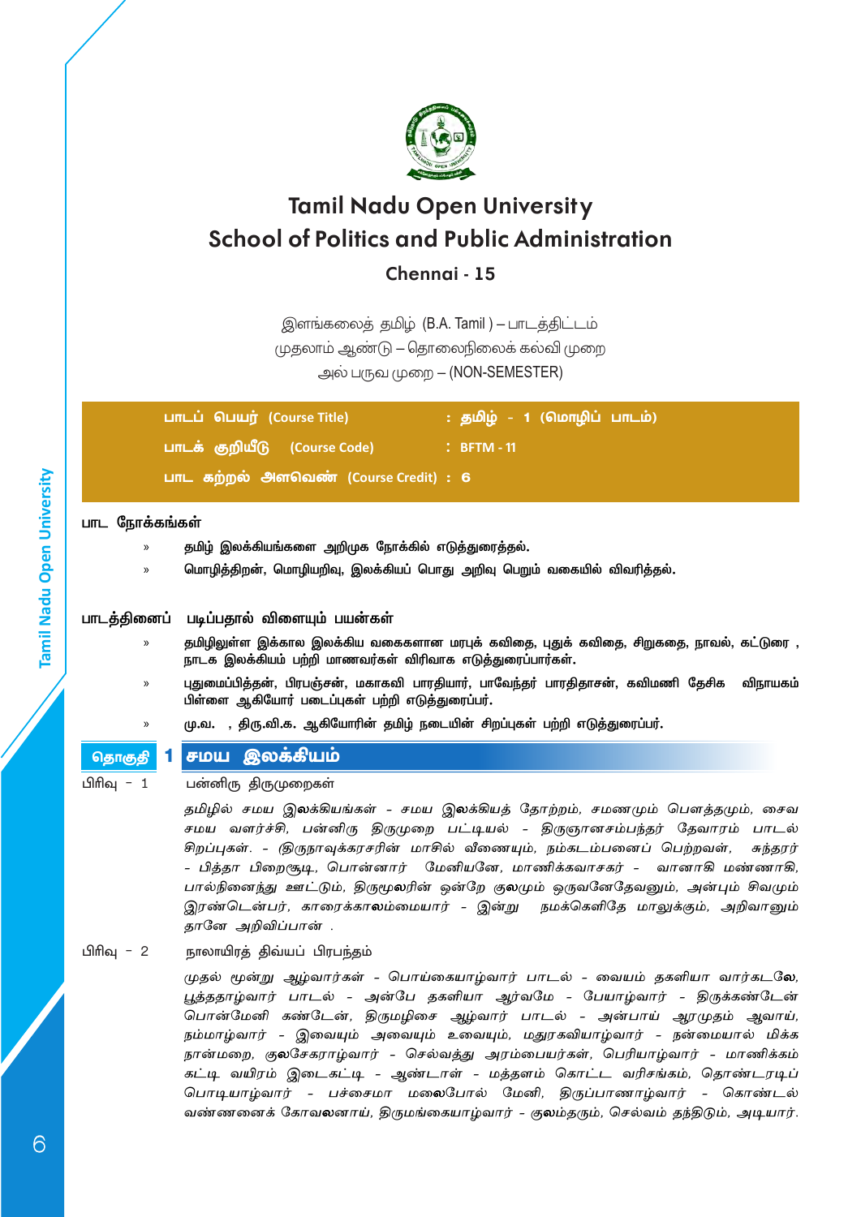# Tamil Nadu Open University
## School of Politics and Public Administration
### Chennai - 15

இளங்கலைத் தமிழ் (B.A. Tamil ) – பாடத்திட்டம்
முதலாம் ஆண்டு – தொலைநிலைக் கல்வி முறை
அல் பருவ முறை – (NON-SEMESTER)

| | |
|---|---|
| **பாடப் பெயர் (Course Title)** | **: தமிழ் - 1 (மொழிப் பாடம்)** |
| **பாடக் குறியீடு (Course Code)** | **: BFTM - 11** |
| **பாட கற்றல் அளவெண் (Course Credit)** | **: 6** |

**பாட நோக்கங்கள்**

» **தமிழ் இலக்கியங்களை அறிமுக நோக்கில் எடுத்துரைத்தல்.**

» **மொழித்திறன், மொழியறிவு, இலக்கியப் பொது அறிவு பெறும் வகையில் விவரித்தல்.**

**பாடத்தினைப் படிப்பதால் விளையும் பயன்கள்**

» **தமிழிலுள்ள இக்கால இலக்கிய வகைகளான மரபுக் கவிதை, புதுக் கவிதை, சிறுகதை, நாவல், கட்டுரை , நாடக இலக்கியம் பற்றி மாணவர்கள் விரிவாக எடுத்துரைப்பார்கள்.**

» **புதுமைப்பித்தன், பிரபஞ்சன், மகாகவி பாரதியார், பாவேந்தர் பாரதிதாசன், கவிமணி தேசிக விநாயகம் பிள்ளை ஆகியோர் படைப்புகள் பற்றி எடுத்துரைப்பர்.**

» **மு.வ. , திரு.வி.க. ஆகியோரின் தமிழ் நடையின் சிறப்புகள் பற்றி எடுத்துரைப்பர்.**

## தொகுதி 1 சமய இலக்கியம்

பிரிவு - 1 பன்னிரு திருமுறைகள்

*தமிழில் சமய இலக்கியங்கள் - சமய இலக்கியத் தோற்றம், சமணமும் பௌத்தமும், சைவ சமய வளர்ச்சி, பன்னிரு திருமுறை பட்டியல் - திருஞானசம்பந்தர் தேவாரம் பாடல் சிறப்புகள். - (திருநாவுக்கரசரின் மாசில் வீணையும், நம்கடம்பனைப் பெற்றவள், சுந்தரர் - பித்தா பிறைசூடி, பொன்னார் மேனியனே, மாணிக்கவாசகர் - வானாகி மண்ணாகி, பால்நினைந்து ஊட்டும், திருமூலரின் ஒன்றே குலமும் ஒருவனேதேவனும், அன்பும் சிவமும் இரண்டென்பர், காரைக்காலம்மையார் - இன்று நமக்கெளிதே மாலுக்கும், அறிவானும் தானே அறிவிப்பான் .*

பிரிவு - 2 நாலாயிரத் திவ்யப் பிரபந்தம்

*முதல் மூன்று ஆழ்வார்கள் - பொய்கையாழ்வார் பாடல் - வையம் தகளியா வார்கடலே, பூத்ததாழ்வார் பாடல் - அன்பே தகளியா ஆர்வமே - பேயாழ்வார் - திருக்கண்டேன் பொன்மேனி கண்டேன், திருமழிசை ஆழ்வார் பாடல் - அன்பாய் ஆரமுதம் ஆவாய், நம்மாழ்வார் - இவையும் அவையும் உவையும், மதுரகவியாழ்வார் - நன்மையால் மிக்க நான்மறை, குலசேகராழ்வார் - செல்வத்து அரம்பையர்கள், பெரியாழ்வார் - மாணிக்கம் கட்டி வயிரம் இடைகட்டி - ஆண்டாள் - மத்தளம் கொட்ட வரிசங்கம், தொண்டரடிப் பொடியாழ்வார் - பச்சைமா மலைபோல் மேனி, திருப்பாணாழ்வார் - கொண்டல் வண்ணனைக் கோவலனாய், திருமங்கையாழ்வார் - குலம்தரும், செல்வம் தந்திடும், அடியார்.*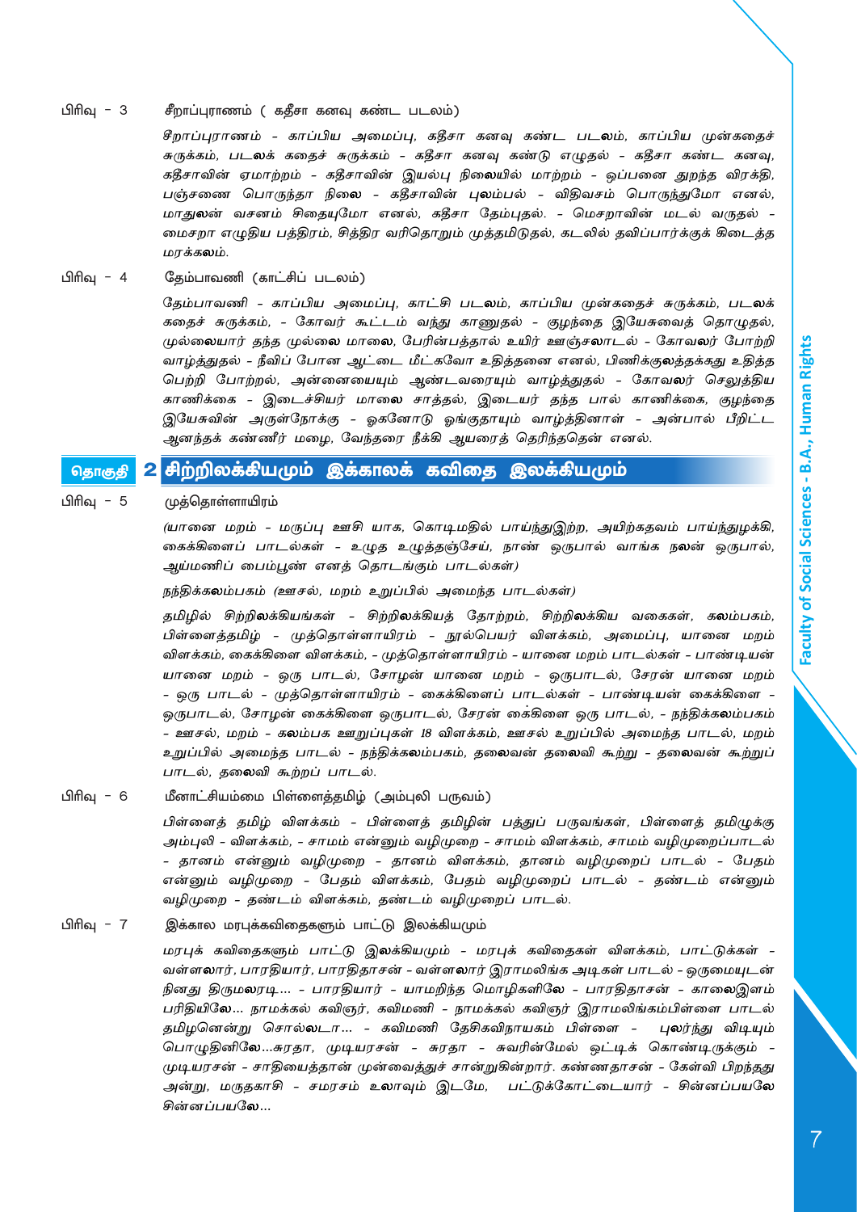பிரிவு – 3 சீறாப்புராணம் ( கதீசா கனவு கண்ட படலம்)

*சீறாப்புராணம் – காப்பிய அமைப்பு, கதீசா கனவு கண்ட படலம், காப்பிய முன்கதைச் சுருக்கம், படலக் கதைச் சுருக்கம் – கதீசா கனவு கண்டு எழுதல் – கதீசா கண்ட கனவு, கதீசாவின் ஏமாற்றம் – கதீசாவின் இயல்பு நிலையில் மாற்றம் – ஒப்பனை துறந்த விரக்தி, பஞ்சணை பொருந்தா நிலை – கதீசாவின் புலம்பல் – விதிவசம் பொருந்துமோ எனல், மாதுலன் வசனம் சிதையுமோ எனல், கதீசா தேம்புதல். – மௌசறாவின் மடல் வருதல் – மைசறா எழுதிய பத்திரம், சித்திர வரிதொறும் முத்தமிடுதல், கடலில் தவிப்பார்க்குக் கிடைத்த மரக்கலம்.*

பிரிவு – 4 தேம்பாவணி (காட்சிப் படலம்)

*தேம்பாவணி – காப்பிய அமைப்பு, காட்சி படலம், காப்பிய முன்கதைச் சுருக்கம், படலக் கதைச் சுருக்கம், – கோவர் கூட்டம் வந்து காணுதல் – குழந்தை இயேசுவைத் தொழுதல், முல்லையார் தந்த முல்லை மாலை, பேரின்பத்தால் உயிர் ஊஞ்சலாடல் – கோவலர் போற்றி வாழ்த்துதல் – நீவிப் போன ஆட்டை மீட்கவோ உதித்தனை எனல், பிணிக்குலத்தக்கது உதித்த பெற்றி போற்றல், அன்னையையும் ஆண்டவரையும் வாழ்த்துதல் – கோவலர் செலுத்திய காணிக்கை – இடைச்சியர் மாலை சாத்தல், இடையர் தந்த பால் காணிக்கை, குழந்தை இயேசுவின் அருள்நோக்கு – ஓகனோடு ஓங்குதாயும் வாழ்த்தினாள் – அன்பால் பீறிட்ட ஆனந்தக் கண்ணீர் மழை, வேந்தரை நீக்கி ஆயரைத் தெரிந்ததென் எனல்.*

## தொகுதி 2 சிற்றிலக்கியமும் இக்காலக் கவிதை இலக்கியமும்

பிரிவு – 5 முத்தொள்ளாயிரம்

*(யானை மறம் – மருப்பு ஊசி யாக, கொடிமதில் பாய்ந்துஇற்ற, அயிற்கதவம் பாய்ந்துழக்கி, கைக்கிளைப் பாடல்கள் – உழுத உழுத்தஞ்சேய், நாண் ஒருபால் வாங்க நலன் ஒருபால், ஆய்மணிப் பைம்பூண் எனத் தொடங்கும் பாடல்கள்)*

நந்திக்கலம்பகம் *(ஊசல், மறம் உறுப்பில் அமைந்த பாடல்கள்)*

*தமிழில் சிற்றிலக்கியங்கள் – சிற்றிலக்கியத் தோற்றம், சிற்றிலக்கிய வகைகள், கலம்பகம், பிள்ளைத்தமிழ் – முத்தொள்ளாயிரம் – நூல்பெயர் விளக்கம், அமைப்பு, யானை மறம் விளக்கம், கைக்கிளை விளக்கம், – முத்தொள்ளாயிரம் – யானை மறம் பாடல்கள் – பாண்டியன் யானை மறம் – ஒரு பாடல், சோழன் யானை மறம் – ஒருபாடல், சேரன் யானை மறம் – ஒரு பாடல் – முத்தொள்ளாயிரம் – கைக்கிளைப் பாடல்கள் – பாண்டியன் கைக்கிளை – ஒருபாடல், சோழன் கைக்கிளை ஒருபாடல், சேரன் கைக்கிளை ஒரு பாடல், – நந்திக்கலம்பகம் – ஊசல், மறம் – கலம்பக ஊறுப்புகள் 18 விளக்கம், ஊசல் உறுப்பில் அமைந்த பாடல், மறம் உறுப்பில் அமைந்த பாடல் – நந்திக்கலம்பகம், தலைவன் தலைவி கூற்று – தலைவன் கூற்றுப் பாடல், தலைவி கூற்றுப் பாடல்.*

பிரிவு – 6 மீனாட்சியம்மை பிள்ளைத்தமிழ் (அம்புலி பருவம்)

*பிள்ளைத் தமிழ் விளக்கம் – பிள்ளைத் தமிழின் பத்துப் பருவங்கள், பிள்ளைத் தமிழுக்கு அம்புலி – விளக்கம், – சாமம் என்னும் வழிமுறை – சாமம் விளக்கம், சாமம் வழிமுறைப்பாடல் – தானம் என்னும் வழிமுறை – தானம் விளக்கம், தானம் வழிமுறைப் பாடல் – பேதம் என்னும் வழிமுறை – பேதம் விளக்கம், பேதம் வழிமுறைப் பாடல் – தண்டம் என்னும் வழிமுறை – தண்டம் விளக்கம், தண்டம் வழிமுறைப் பாடல்.*

பிரிவு – 7 இக்கால மரபுக்கவிதைகளும் பாட்டு இலக்கியமும்

*மரபுக் கவிதைகளும் பாட்டு இலக்கியமும் – மரபுக் கவிதைகள் விளக்கம், பாட்டுக்கள் – வள்ளலார், பாரதியார், பாரதிதாசன் – வள்ளலார் இராமலிங்க அடிகள் பாடல் – ஒருமையுடன் நினது திருமலரடி... – பாரதியார் – யாமறிந்த மொழிகளிலே – பாரதிதாசன் – காலைஇளம் பரிதியிலே... நாமக்கல் கவிஞர், கவிமணி – நாமக்கல் கவிஞர் இராமலிங்கம்பிள்ளை பாடல் தமிழனென்று சொல்லடா... – கவிமணி தேசிகவிநாயகம் பிள்ளை – புலர்ந்து விடியும் பொழுதினிலே...சுரதா, முடியரசன் – சுரதா – சுவரின்மேல் ஒட்டிக் கொண்டிருக்கும் – முடியரசன் – சாதியைத்தான் முன்வைத்துச் சான்றுகின்றார். கண்ணதாசன் – கேள்வி பிறந்தது அன்று, மருதகாசி – சமரசம் உலாவும் இடமே, பட்டுக்கோட்டையார் – சின்னப்பயலே சின்னப்பயலே...*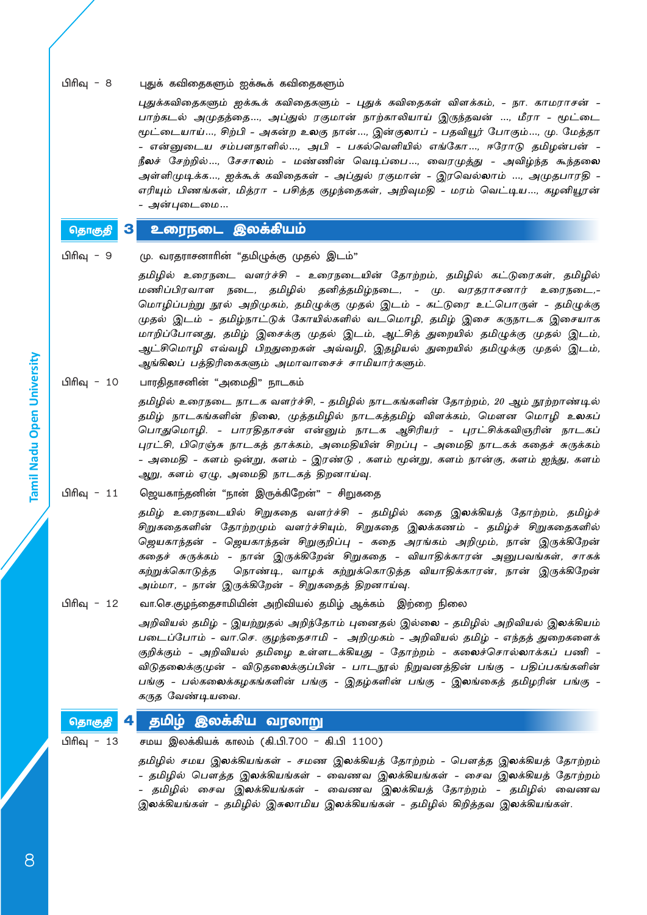பிரிவு – 8 புதுக் கவிதைகளும் ஐக்கூக் கவிதைகளும்

*புதுக்கவிதைகளும் ஐக்கூக் கவிதைகளும் – புதுக் கவிதைகள் விளக்கம், – நா. காமராசன் – பாற்கடல் அமுதத்தை..., அப்துல் ரகுமான் நாற்காலியாய் இருந்தவன் ..., மீரா – மூட்டை மூட்டையாய்..., சிற்பி – அகன்ற உலகு நான்..., இன்குலாப் – பதவியூர் போகும்..., மு. மேத்தா – என்னுடைய சம்பளநாளில்..., அபி – பகல்வெளியில் எங்கோ..., ஈரோடு தமிழன்பன் – நீலச் சேற்றில்..., சேசாலம் – மண்ணின் வெடிப்பை..., வைரமுத்து – அவிழ்ந்த கூந்தலை அள்ளிமுடிக்க..., ஐக்கூக் கவிதைகள் – அப்துல் ரகுமான் – இரவெல்லாம் ..., அமுதபாரதி – எரியும் பிணங்கள், மித்ரா – பசித்த குழந்தைகள், அறிவுமதி – மரம் வெட்டிய..., கழனியூரன் – அன்புடைமை...*

## தொகுதி 3 உரைநடை இலக்கியம்

பிரிவு – 9 மு. வரதராசனாரின் "தமிழுக்கு முதல் இடம்"

*தமிழில் உரைநடை வளர்ச்சி – உரைநடையின் தோற்றம், தமிழில் கட்டுரைகள், தமிழில் மணிப்பிரவாள நடை, தமிழில் தனித்தமிழ்நடை, – மு. வரதராசனார் உரைநடை,– மொழிப்பற்று நூல் அறிமுகம், தமிழுக்கு முதல் இடம் – கட்டுரை உட்பொருள் – தமிழுக்கு முதல் இடம் – தமிழ்நாட்டுக் கோயில்களில் வடமொழி, தமிழ் இசை கருநாடக இசையாக மாறிப்போனது, தமிழ் இசைக்கு முதல் இடம், ஆட்சித் துறையில் தமிழுக்கு முதல் இடம், ஆட்சிமொழி எவ்வழி பிறதுறைகள் அவ்வழி, இதழியல் துறையில் தமிழுக்கு முதல் இடம், ஆங்கிலப் பத்திரிகைகளும் அமாவாசைச் சாமியார்களும்.*

பிரிவு – 10 பாரதிதாசனின் "அமைதி" நாடகம்

*தமிழில் உரைநடை நாடக வளர்ச்சி, – தமிழில் நாடகங்களின் தோற்றம், 20 ஆம் நூற்றாண்டில் தமிழ் நாடகங்களின் நிலை, முத்தமிழில் நாடகத்தமிழ் விளக்கம், மௌன மொழி உலகப் பொதுமொழி. – பாரதிதாசன் என்னும் நாடக ஆசிரியர் – புரட்சிக்கவிஞரின் நாடகப் புரட்சி, பிரெஞ்சு நாடகத் தாக்கம், அமைதியின் சிறப்பு – அமைதி நாடகக் கதைச் சுருக்கம் – அமைதி – களம் ஒன்று, களம் – இரண்டு , களம் மூன்று, களம் நான்கு, களம் ஐந்து, களம் ஆறு, களம் ஏழு, அமைதி நாடகத் திறனாய்வு.*

பிரிவு – 11 ஜெயகாந்தனின் "நான் இருக்கிறேன்" – சிறுகதை

*தமிழ் உரைநடையில் சிறுகதை வளர்ச்சி – தமிழில் கதை இலக்கியத் தோற்றம், தமிழ்ச் சிறுகதைகளின் தோற்றமும் வளர்ச்சியும், சிறுகதை இலக்கணம் – தமிழ்ச் சிறுகதைகளில் ஜெயகாந்தன் – ஜெயகாந்தன் சிறுகுறிப்பு – கதை அரங்கம் அறிமும், நான் இருக்கிறேன் கதைச் சுருக்கம் – நான் இருக்கிறேன் சிறுகதை – வியாதிக்காரன் அனுபவங்கள், சாகக் கற்றுக்கொடுத்த நொண்டி, வாழக் கற்றுக்கொடுத்த வியாதிக்காரன், நான் இருக்கிறேன் அம்மா, – நான் இருக்கிறேன் – சிறுகதைத் திறனாய்வு.*

பிரிவு – 12 வா.செ.குழந்தைசாமியின் அறிவியல் தமிழ் ஆக்கம் இற்றை நிலை

*அறிவியல் தமிழ் – இயற்றுதல் அறிந்தோம் புனைதல் இல்லை – தமிழில் அறிவியல் இலக்கியம் படைப்போம் – வா.செ. குழந்தைசாமி – அறிமுகம் – அறிவியல் தமிழ் – எந்தத் துறைகளைக் குறிக்கும் – அறிவியல் தமிழை உள்ளடக்கியது – தோற்றம் – கலைச்சொல்லாக்கப் பணி – விடுதலைக்குமுன் – விடுதலைக்குப்பின் – பாடநூல் நிறுவனத்தின் பங்கு – பதிப்பகங்களின் பங்கு – பல்கலைக்கழகங்களின் பங்கு – இதழ்களின் பங்கு – இலங்கைத் தமிழரின் பங்கு – கருத வேண்டியவை.*

## தொகுதி 4 தமிழ் இலக்கிய வரலாறு

பிரிவு – 13 சமய இலக்கியக் காலம் (கி.பி.700 – கி.பி 1100)

*தமிழில் சமய இலக்கியங்கள் – சமண இலக்கியத் தோற்றம் – பௌத்த இலக்கியத் தோற்றம் – தமிழில் பௌத்த இலக்கியங்கள் – வைணவ இலக்கியங்கள் – சைவ இலக்கியத் தோற்றம் – தமிழில் சைவ இலக்கியங்கள் – வைணவ இலக்கியத் தோற்றம் – தமிழில் வைணவ இலக்கியங்கள் – தமிழில் இசுலாமிய இலக்கியங்கள் – தமிழில் கிறித்தவ இலக்கியங்கள்.*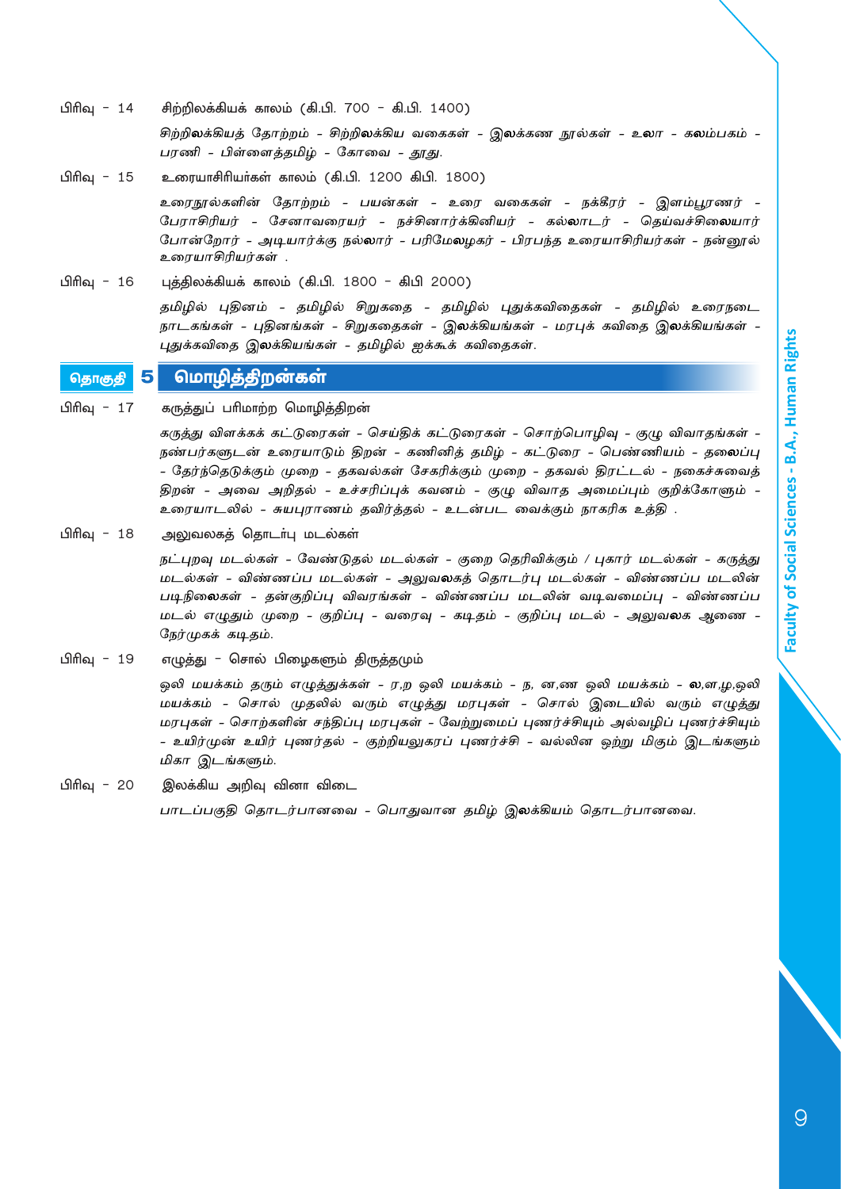பிரிவு - 14 சிற்றிலக்கியக் காலம் (கி.பி. 700 - கி.பி. 1400)

*சிற்றிலக்கியத் தோற்றம் - சிற்றிலக்கிய வகைகள் - இலக்கண நூல்கள் - உலா - கலம்பகம் - பரணி - பிள்ளைத்தமிழ் - கோவை - தூது.*

பிரிவு - 15 உரையாசிரியர்கள் காலம் (கி.பி. 1200 கிபி. 1800)

*உரைநூல்களின் தோற்றம் - பயன்கள் - உரை வகைகள் - நக்கீரர் - இளம்பூரணர் - பேராசிரியர் - சேனாவரையர் - நச்சினார்க்கினியர் - கல்லாடர் - தெய்வச்சிலையார் போன்றோர் - அடியார்க்கு நல்லார் - பரிமேலழகர் - பிரபந்த உரையாசிரியர்கள் - நன்னூல் உரையாசிரியர்கள் .*

பிரிவு - 16 புத்திலக்கியக் காலம் (கி.பி. 1800 - கிபி 2000)

*தமிழில் புதினம் - தமிழில் சிறுகதை - தமிழில் புதுக்கவிதைகள் - தமிழில் உரைநடை நாடகங்கள் - புதினங்கள் - சிறுகதைகள் - இலக்கியங்கள் - மரபுக் கவிதை இலக்கியங்கள் - புதுக்கவிதை இலக்கியங்கள் - தமிழில் ஐக்கூக் கவிதைகள்.*

## தொகுதி 5 மொழித்திறன்கள்

பிரிவு - 17 கருத்துப் பரிமாற்ற மொழித்திறன்

*கருத்து விளக்கக் கட்டுரைகள் - செய்திக் கட்டுரைகள் - சொற்பொழிவு - குழு விவாதங்கள் - நண்பர்களுடன் உரையாடும் திறன் - கணினித் தமிழ் - கட்டுரை - பெண்ணியம் - தலைப்பு - தேர்ந்தெடுக்கும் முறை - தகவல்கள் சேகரிக்கும் முறை - தகவல் திரட்டல் - நகைச்சுவைத் திறன் - அவை அறிதல் - உச்சரிப்புக் கவனம் - குழு விவாத அமைப்பும் குறிக்கோளும் - உரையாடலில் - சுயபுராணம் தவிர்த்தல் - உடன்பட வைக்கும் நாகரிக உத்தி .*

பிரிவு - 18 அலுவலகத் தொடர்பு மடல்கள்

*நட்புறவு மடல்கள் - வேண்டுதல் மடல்கள் - குறை தெரிவிக்கும் / புகார் மடல்கள் - கருத்து மடல்கள் - விண்ணப்ப மடல்கள் - அலுவலகத் தொடர்பு மடல்கள் - விண்ணப்ப மடலின் படிநிலைகள் - தன்குறிப்பு விவரங்கள் - விண்ணப்ப மடலின் வடிவமைப்பு - விண்ணப்ப மடல் எழுதும் முறை - குறிப்பு - வரைவு - கடிதம் - குறிப்பு மடல் - அலுவலக ஆணை - நேர்முகக் கடிதம்.*

பிரிவு - 19 எழுத்து - சொல் பிழைகளும் திருத்தமும்

*ஒலி மயக்கம் தரும் எழுத்துக்கள் - ர,ற ஒலி மயக்கம் - ந, ன,ண ஒலி மயக்கம் - ல,ள,ழ,ஒலி மயக்கம் - சொல் முதலில் வரும் எழுத்து மரபுகள் - சொல் இடையில் வரும் எழுத்து மரபுகள் - சொற்களின் சந்திப்பு மரபுகள் - வேற்றுமைப் புணர்ச்சியும் அல்வழிப் புணர்ச்சியும் - உயிர்முன் உயிர் புணர்தல் - குற்றியலுகரப் புணர்ச்சி - வல்லின ஒற்று மிகும் இடங்களும் மிகா இடங்களும்.*

பிரிவு - 20 இலக்கிய அறிவு வினா விடை

*பாடப்பகுதி தொடர்பானவை - பொதுவான தமிழ் இலக்கியம் தொடர்பானவை.*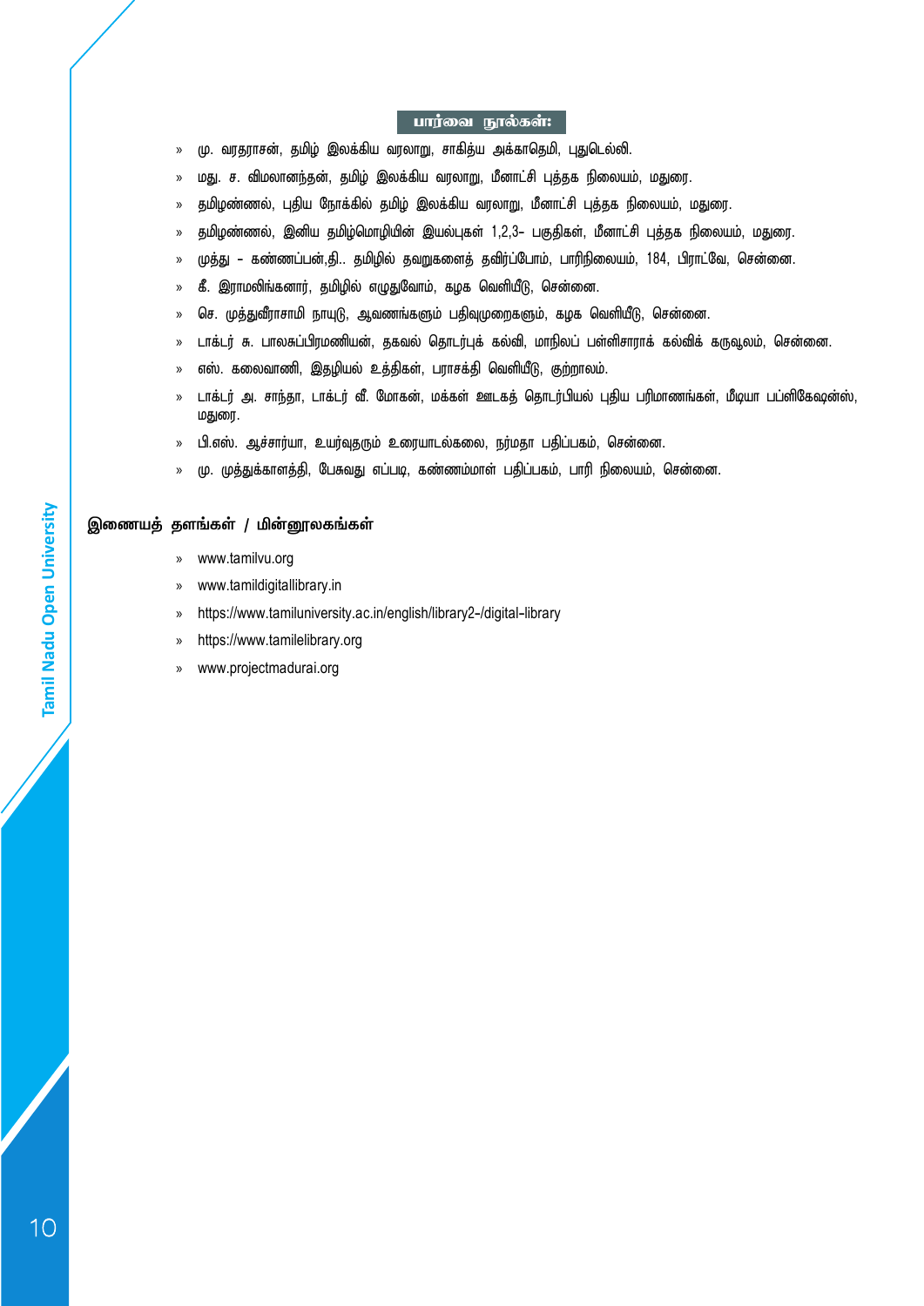## பார்வை நூல்கள்:

- மு. வரதராசன், தமிழ் இலக்கிய வரலாறு, சாகித்ய அக்காதெமி, புதுடெல்லி.
- மது. ச. விமலானந்தன், தமிழ் இலக்கிய வரலாறு, மீனாட்சி புத்தக நிலையம், மதுரை.
- தமிழண்ணல், புதிய நோக்கில் தமிழ் இலக்கிய வரலாறு, மீனாட்சி புத்தக நிலையம், மதுரை.
- தமிழண்ணல், இனிய தமிழ்மொழியின் இயல்புகள் 1,2,3- பகுதிகள், மீனாட்சி புத்தக நிலையம், மதுரை.
- முத்து - கண்ணப்பன்,தி.. தமிழில் தவறுகளைத் தவிர்ப்போம், பாரிநிலையம், 184, பிராட்வே, சென்னை.
- கீ. இராமலிங்கனார், தமிழில் எழுதுவோம், கழக வெளியீடு, சென்னை.
- செ. முத்துவீராசாமி நாயுடு, ஆவணங்களும் பதிவுமுறைகளும், கழக வெளியீடு, சென்னை.
- டாக்டர் சு. பாலசுப்பிரமணியன், தகவல் தொடர்புக் கல்வி, மாநிலப் பள்ளிசாராக் கல்விக் கருவூலம், சென்னை.
- எஸ். கலைவாணி, இதழியல் உத்திகள், பராசக்தி வெளியீடு, குற்றாலம்.
- டாக்டர் அ. சாந்தா, டாக்டர் வீ. மோகன், மக்கள் ஊடகத் தொடர்பியல் புதிய பரிமாணங்கள், மீடியா பப்ளிகேஷன்ஸ், மதுரை.
- பி.எஸ். ஆச்சார்யா, உயர்வுதரும் உரையாடல்கலை, நர்மதா பதிப்பகம், சென்னை.
- மு. முத்துக்காளத்தி, பேசுவது எப்படி, கண்ணம்மாள் பதிப்பகம், பாரி நிலையம், சென்னை.

## இணையத் தளங்கள் / மின்னூலகங்கள்

- www.tamilvu.org
- www.tamildigitallibrary.in
- https://www.tamiluniversity.ac.in/english/library2-/digital-library
- https://www.tamilelibrary.org
- www.projectmadurai.org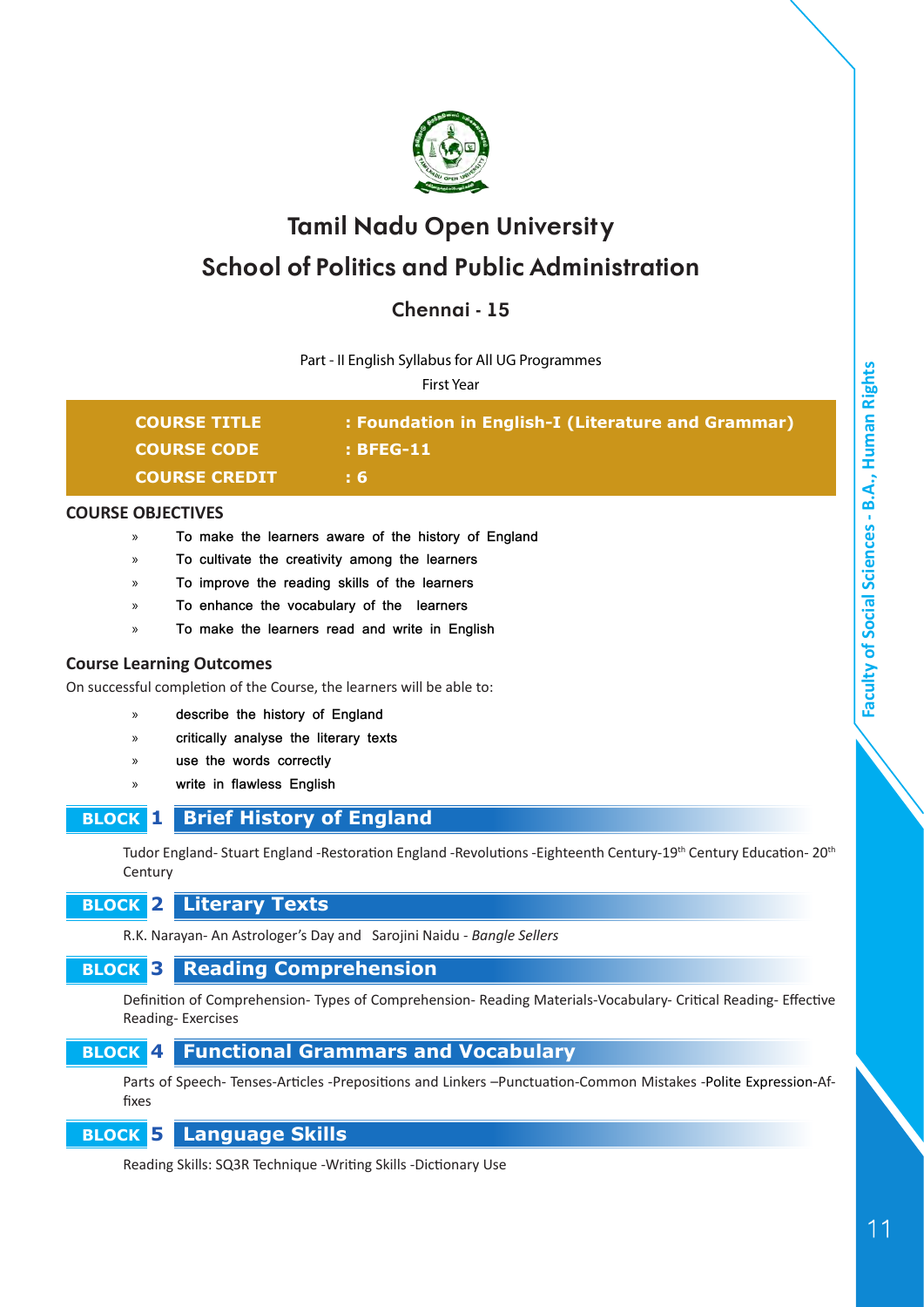# Tamil Nadu Open University

## School of Politics and Public Administration

### Chennai - 15

Part - II English Syllabus for All UG Programmes

First Year

| | |
|---|---|
| **COURSE TITLE** | **: Foundation in English-I (Literature and Grammar)** |
| **COURSE CODE** | **: BFEG-11** |
| **COURSE CREDIT** | **: 6** |

### COURSE OBJECTIVES

- To make the learners aware of the history of England
- To cultivate the creativity among the learners
- To improve the reading skills of the learners
- To enhance the vocabulary of the learners
- To make the learners read and write in English

### Course Learning Outcomes

On successful completion of the Course, the learners will be able to:

- describe the history of England
- critically analyse the literary texts
- use the words correctly
- write in flawless English

### BLOCK 1 Brief History of England

Tudor England- Stuart England -Restoration England -Revolutions -Eighteenth Century-19th Century Education- 20th Century

### BLOCK 2 Literary Texts

R.K. Narayan- An Astrologer's Day and Sarojini Naidu - *Bangle Sellers*

### BLOCK 3 Reading Comprehension

Definition of Comprehension- Types of Comprehension- Reading Materials-Vocabulary- Critical Reading- Effective Reading- Exercises

### BLOCK 4 Functional Grammars and Vocabulary

Parts of Speech- Tenses-Articles -Prepositions and Linkers –Punctuation-Common Mistakes -Polite Expression-Affixes

### BLOCK 5 Language Skills

Reading Skills: SQ3R Technique -Writing Skills -Dictionary Use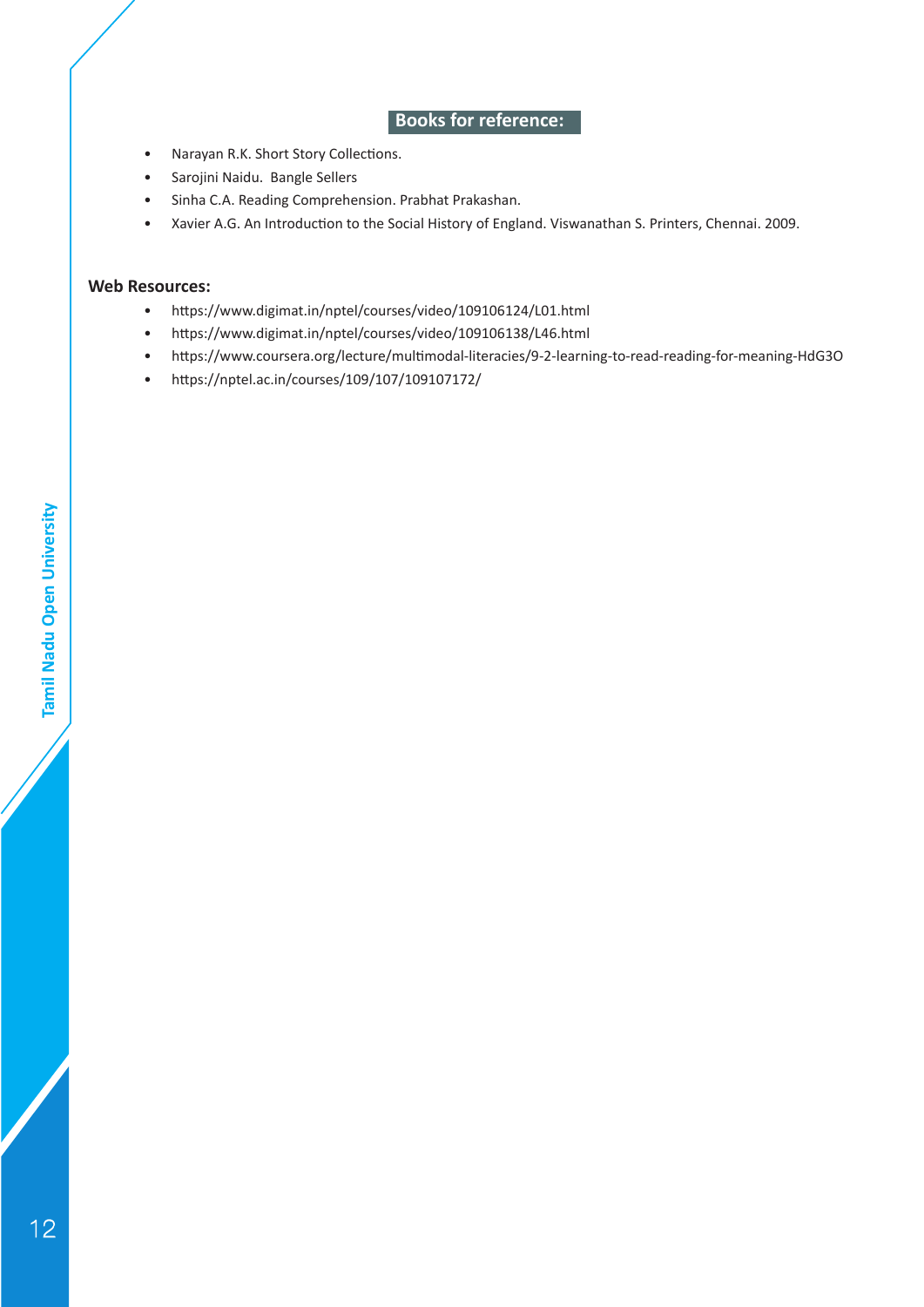## Books for reference:

- Narayan R.K. Short Story Collections.
- Sarojini Naidu.  Bangle Sellers
- Sinha C.A. Reading Comprehension. Prabhat Prakashan.
- Xavier A.G. An Introduction to the Social History of England. Viswanathan S. Printers, Chennai. 2009.

**Web Resources:**

- https://www.digimat.in/nptel/courses/video/109106124/L01.html
- https://www.digimat.in/nptel/courses/video/109106138/L46.html
- https://www.coursera.org/lecture/multimodal-literacies/9-2-learning-to-read-reading-for-meaning-HdG3O
- https://nptel.ac.in/courses/109/107/109107172/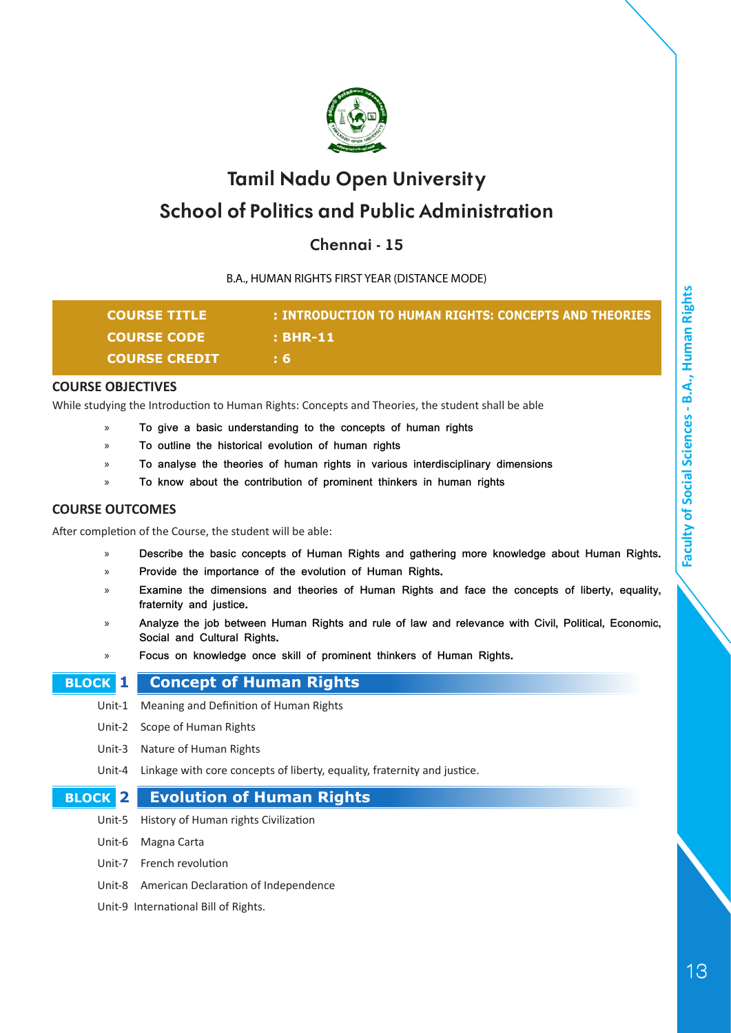# Tamil Nadu Open University

## School of Politics and Public Administration

### Chennai - 15

B.A., HUMAN RIGHTS FIRST YEAR (DISTANCE MODE)

| | |
|---|---|
| **COURSE TITLE** | **: INTRODUCTION TO HUMAN RIGHTS: CONCEPTS AND THEORIES** |
| **COURSE CODE** | **: BHR-11** |
| **COURSE CREDIT** | **: 6** |

### COURSE OBJECTIVES

While studying the Introduction to Human Rights: Concepts and Theories, the student shall be able

- To give a basic understanding to the concepts of human rights
- To outline the historical evolution of human rights
- To analyse the theories of human rights in various interdisciplinary dimensions
- To know about the contribution of prominent thinkers in human rights

### COURSE OUTCOMES

After completion of the Course, the student will be able:

- Describe the basic concepts of Human Rights and gathering more knowledge about Human Rights.
- Provide the importance of the evolution of Human Rights.
- Examine the dimensions and theories of Human Rights and face the concepts of liberty, equality, fraternity and justice.
- Analyze the job between Human Rights and rule of law and relevance with Civil, Political, Economic, Social and Cultural Rights.
- Focus on knowledge once skill of prominent thinkers of Human Rights.

### BLOCK 1 Concept of Human Rights

Unit-1 Meaning and Definition of Human Rights

Unit-2 Scope of Human Rights

Unit-3 Nature of Human Rights

Unit-4 Linkage with core concepts of liberty, equality, fraternity and justice.

### BLOCK 2 Evolution of Human Rights

Unit-5 History of Human rights Civilization

Unit-6 Magna Carta

Unit-7 French revolution

Unit-8 American Declaration of Independence

Unit-9 International Bill of Rights.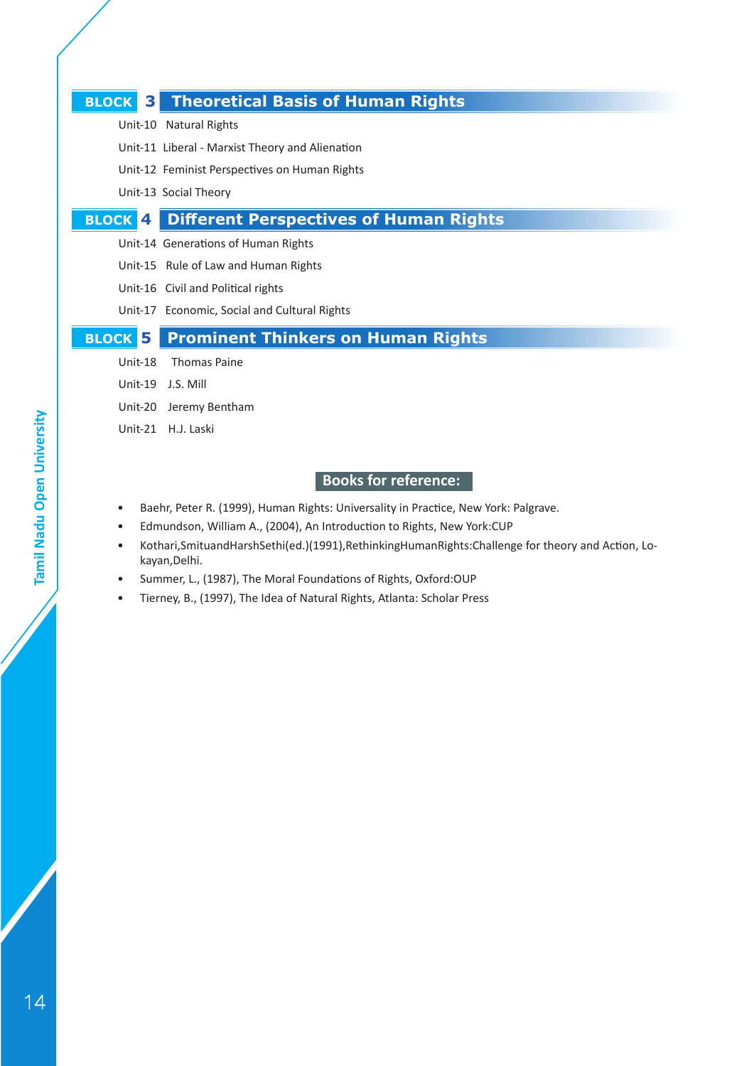## BLOCK 3 Theoretical Basis of Human Rights

Unit-10 Natural Rights

Unit-11 Liberal - Marxist Theory and Alienation

Unit-12 Feminist Perspectives on Human Rights

Unit-13 Social Theory

## BLOCK 4 Different Perspectives of Human Rights

Unit-14 Generations of Human Rights

Unit-15 Rule of Law and Human Rights

Unit-16 Civil and Political rights

Unit-17 Economic, Social and Cultural Rights

## BLOCK 5 Prominent Thinkers on Human Rights

Unit-18 Thomas Paine

Unit-19 J.S. Mill

Unit-20 Jeremy Bentham

Unit-21 H.J. Laski

### Books for reference:

- Baehr, Peter R. (1999), Human Rights: Universality in Practice, New York: Palgrave.
- Edmundson, William A., (2004), An Introduction to Rights, New York:CUP
- Kothari,SmituandHarshSethi(ed.)(1991),RethinkingHumanRights:Challenge for theory and Action, Lokayan,Delhi.
- Summer, L., (1987), The Moral Foundations of Rights, Oxford:OUP
- Tierney, B., (1997), The Idea of Natural Rights, Atlanta: Scholar Press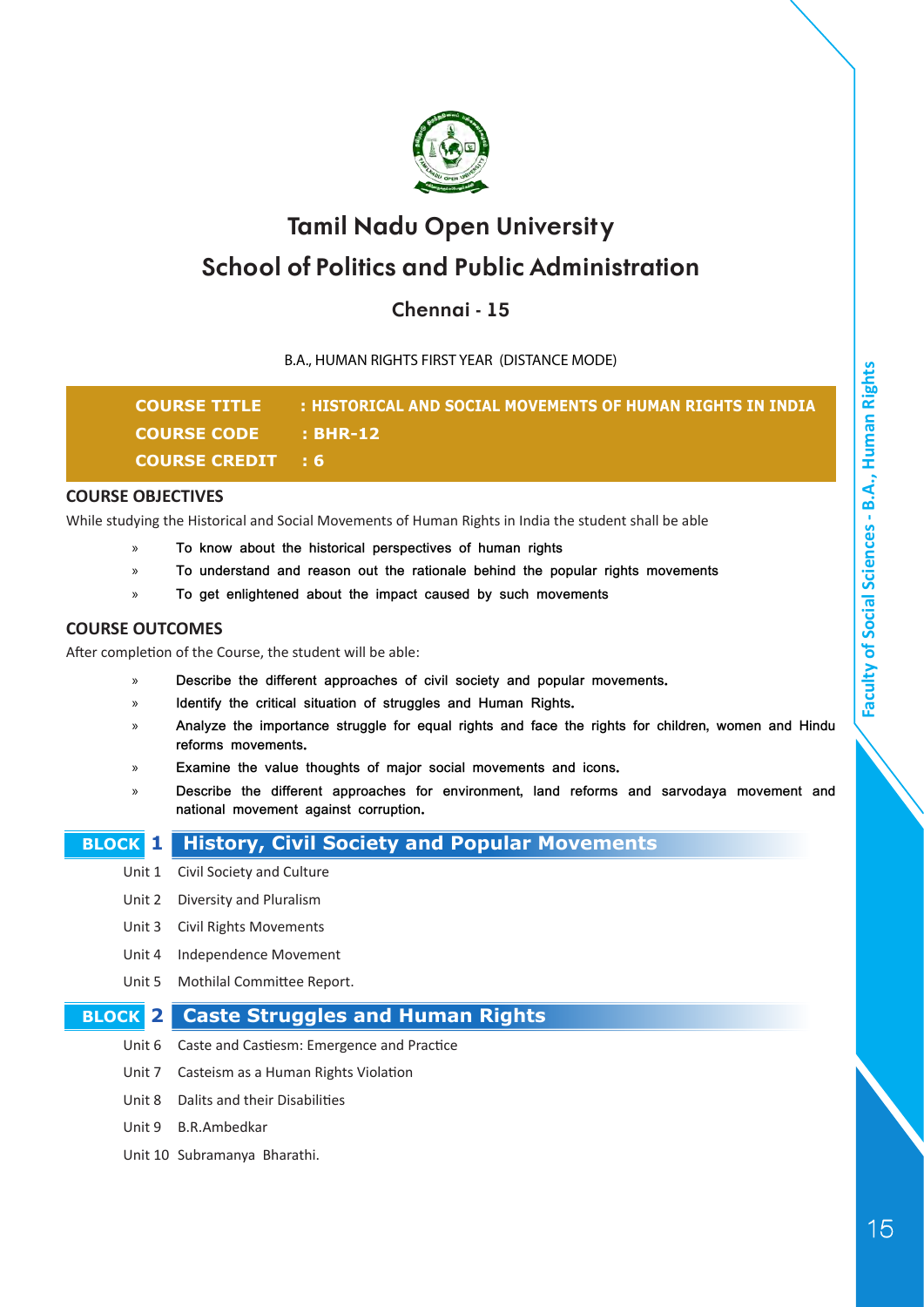# Tamil Nadu Open University

## School of Politics and Public Administration

### Chennai - 15

B.A., HUMAN RIGHTS FIRST YEAR (DISTANCE MODE)

**COURSE TITLE : HISTORICAL AND SOCIAL MOVEMENTS OF HUMAN RIGHTS IN INDIA**

**COURSE CODE : BHR-12**

**COURSE CREDIT : 6**

### COURSE OBJECTIVES

While studying the Historical and Social Movements of Human Rights in India the student shall be able

- To know about the historical perspectives of human rights
- To understand and reason out the rationale behind the popular rights movements
- To get enlightened about the impact caused by such movements

### COURSE OUTCOMES

After completion of the Course, the student will be able:

- Describe the different approaches of civil society and popular movements.
- Identify the critical situation of struggles and Human Rights.
- Analyze the importance struggle for equal rights and face the rights for children, women and Hindu reforms movements.
- Examine the value thoughts of major social movements and icons.
- Describe the different approaches for environment, land reforms and sarvodaya movement and national movement against corruption.

### BLOCK 1 History, Civil Society and Popular Movements

Unit 1 Civil Society and Culture

Unit 2 Diversity and Pluralism

Unit 3 Civil Rights Movements

Unit 4 Independence Movement

Unit 5 Mothilal Committee Report.

### BLOCK 2 Caste Struggles and Human Rights

Unit 6 Caste and Castiesm: Emergence and Practice

Unit 7 Casteism as a Human Rights Violation

Unit 8 Dalits and their Disabilities

Unit 9 B.R.Ambedkar

Unit 10 Subramanya Bharathi.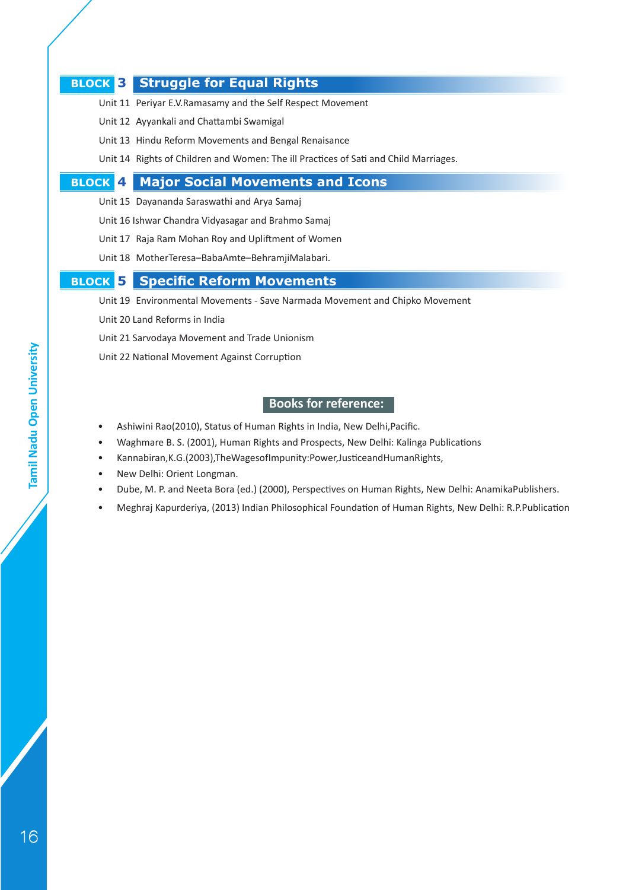## BLOCK 3 Struggle for Equal Rights

Unit 11 Periyar E.V.Ramasamy and the Self Respect Movement

Unit 12 Ayyankali and Chattambi Swamigal

Unit 13 Hindu Reform Movements and Bengal Renaisance

Unit 14 Rights of Children and Women: The ill Practices of Sati and Child Marriages.

## BLOCK 4 Major Social Movements and Icons

Unit 15 Dayananda Saraswathi and Arya Samaj

Unit 16 Ishwar Chandra Vidyasagar and Brahmo Samaj

Unit 17 Raja Ram Mohan Roy and Upliftment of Women

Unit 18 MotherTeresa–BabaAmte–BehramjiMalabari.

## BLOCK 5 Specific Reform Movements

Unit 19 Environmental Movements - Save Narmada Movement and Chipko Movement

Unit 20 Land Reforms in India

Unit 21 Sarvodaya Movement and Trade Unionism

Unit 22 National Movement Against Corruption

### Books for reference:

- Ashiwini Rao(2010), Status of Human Rights in India, New Delhi,Pacific.
- Waghmare B. S. (2001), Human Rights and Prospects, New Delhi: Kalinga Publications
- Kannabiran,K.G.(2003),TheWagesofImpunity:Power,JusticeandHumanRights,
- New Delhi: Orient Longman.
- Dube, M. P. and Neeta Bora (ed.) (2000), Perspectives on Human Rights, New Delhi: AnamikaPublishers.
- Meghraj Kapurderiya, (2013) Indian Philosophical Foundation of Human Rights, New Delhi: R.P.Publication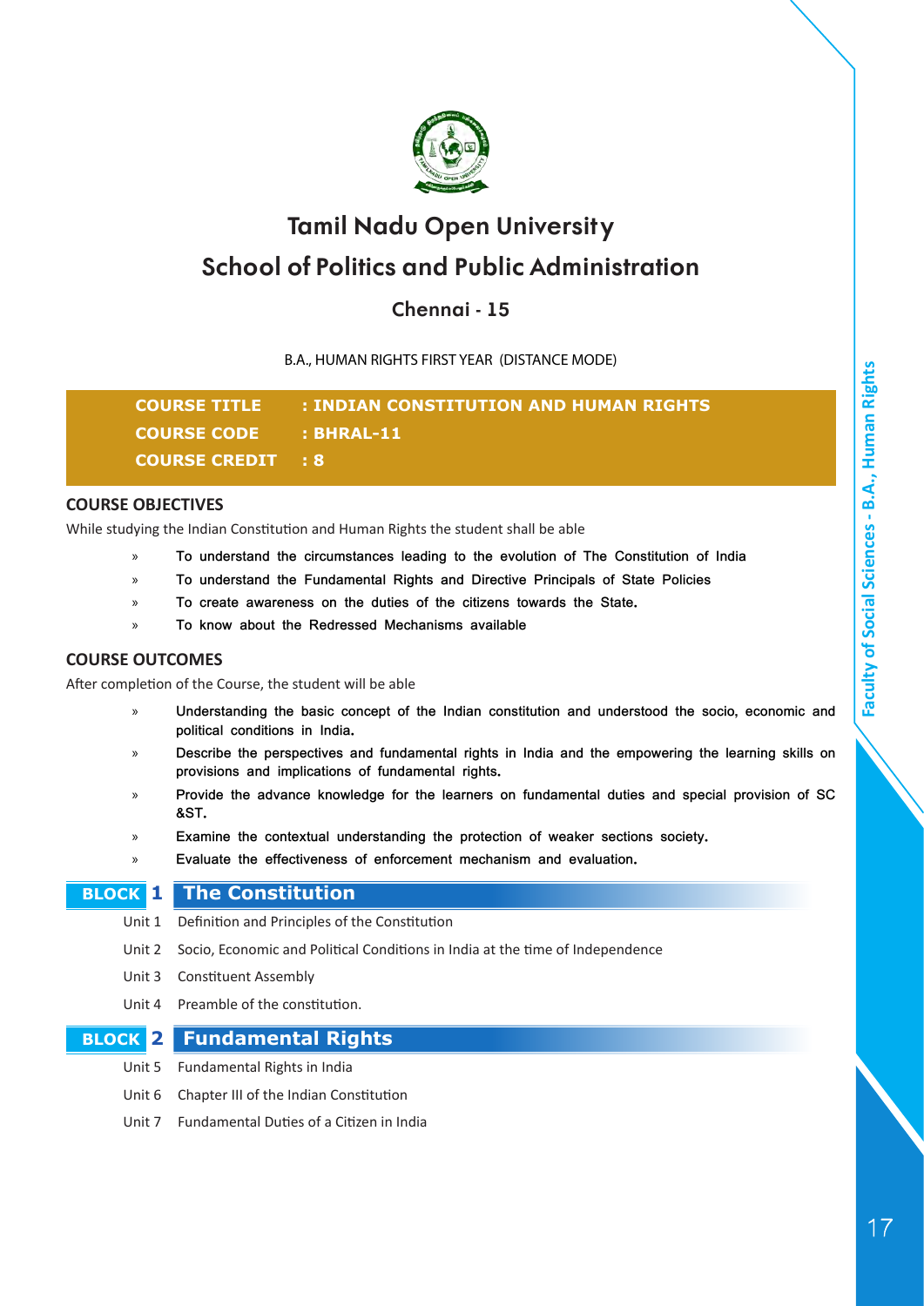# Tamil Nadu Open University

## School of Politics and Public Administration

### Chennai - 15

B.A., HUMAN RIGHTS FIRST YEAR (DISTANCE MODE)

**COURSE TITLE : INDIAN CONSTITUTION AND HUMAN RIGHTS**

**COURSE CODE : BHRAL-11**

**COURSE CREDIT : 8**

### COURSE OBJECTIVES

While studying the Indian Constitution and Human Rights the student shall be able

- To understand the circumstances leading to the evolution of The Constitution of India
- To understand the Fundamental Rights and Directive Principals of State Policies
- To create awareness on the duties of the citizens towards the State.
- To know about the Redressed Mechanisms available

### COURSE OUTCOMES

After completion of the Course, the student will be able

- Understanding the basic concept of the Indian constitution and understood the socio, economic and political conditions in India.
- Describe the perspectives and fundamental rights in India and the empowering the learning skills on provisions and implications of fundamental rights.
- Provide the advance knowledge for the learners on fundamental duties and special provision of SC &ST.
- Examine the contextual understanding the protection of weaker sections society.
- Evaluate the effectiveness of enforcement mechanism and evaluation.

### BLOCK 1 The Constitution

Unit 1 Definition and Principles of the Constitution

Unit 2 Socio, Economic and Political Conditions in India at the time of Independence

Unit 3 Constituent Assembly

Unit 4 Preamble of the constitution.

### BLOCK 2 Fundamental Rights

Unit 5 Fundamental Rights in India

Unit 6 Chapter III of the Indian Constitution

Unit 7 Fundamental Duties of a Citizen in India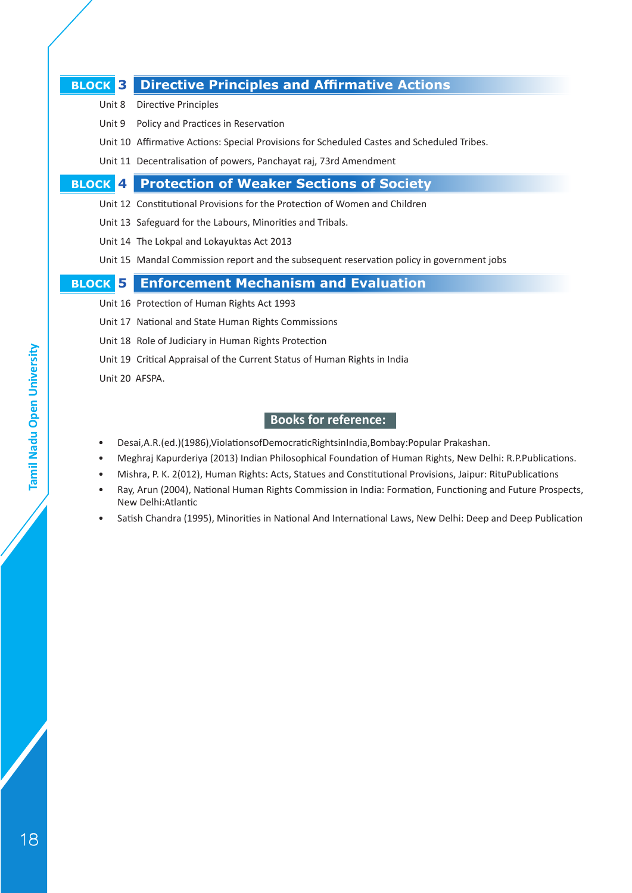## BLOCK 3 Directive Principles and Affirmative Actions

Unit 8 Directive Principles

Unit 9 Policy and Practices in Reservation

Unit 10 Affirmative Actions: Special Provisions for Scheduled Castes and Scheduled Tribes.

Unit 11 Decentralisation of powers, Panchayat raj, 73rd Amendment

## BLOCK 4 Protection of Weaker Sections of Society

Unit 12 Constitutional Provisions for the Protection of Women and Children

Unit 13 Safeguard for the Labours, Minorities and Tribals.

Unit 14 The Lokpal and Lokayuktas Act 2013

Unit 15 Mandal Commission report and the subsequent reservation policy in government jobs

## BLOCK 5 Enforcement Mechanism and Evaluation

Unit 16 Protection of Human Rights Act 1993

Unit 17 National and State Human Rights Commissions

Unit 18 Role of Judiciary in Human Rights Protection

Unit 19 Critical Appraisal of the Current Status of Human Rights in India

Unit 20 AFSPA.

### Books for reference:

- Desai,A.R.(ed.)(1986),ViolationsofDemocraticRightsinIndia,Bombay:Popular Prakashan.
- Meghraj Kapurderiya (2013) Indian Philosophical Foundation of Human Rights, New Delhi: R.P.Publications.
- Mishra, P. K. 2(012), Human Rights: Acts, Statues and Constitutional Provisions, Jaipur: RituPublications
- Ray, Arun (2004), National Human Rights Commission in India: Formation, Functioning and Future Prospects, New Delhi:Atlantic
- Satish Chandra (1995), Minorities in National And International Laws, New Delhi: Deep and Deep Publication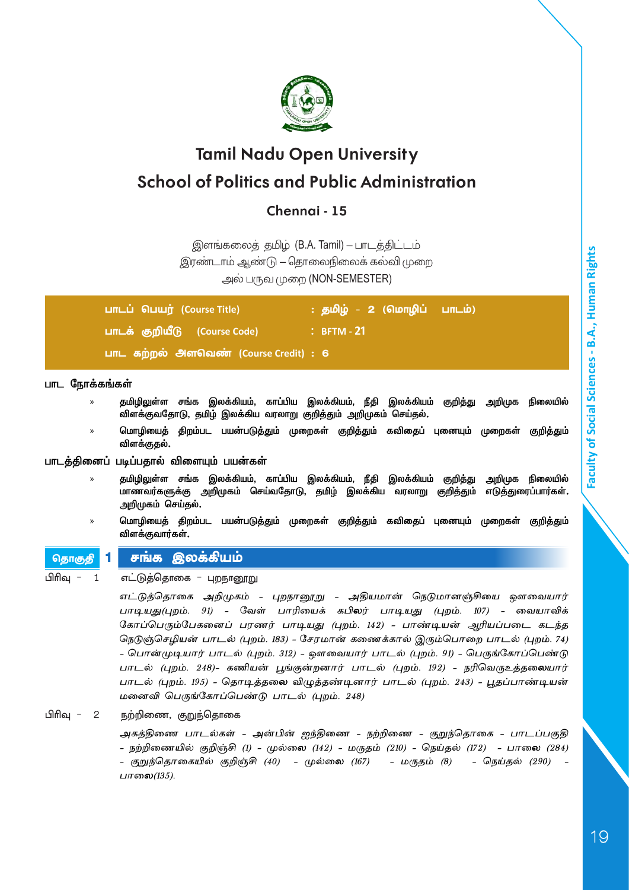# Tamil Nadu Open University

## School of Politics and Public Administration

### Chennai - 15

இளங்கலைத் தமிழ் (B.A. Tamil) – பாடத்திட்டம்
இரண்டாம் ஆண்டு – தொலைநிலைக் கல்வி முறை
அல் பருவ முறை (NON-SEMESTER)

| | |
|---|---|
| **பாடப் பெயர் (Course Title)** | **: தமிழ் - 2 (மொழிப் பாடம்)** |
| **பாடக் குறியீடு (Course Code)** | **: BFTM - 21** |
| **பாட கற்றல் அளவெண் (Course Credit)** | **: 6** |

**பாட நோக்கங்கள்**

- **தமிழிலுள்ள சங்க இலக்கியம், காப்பிய இலக்கியம், நீதி இலக்கியம் குறித்து அறிமுக நிலையில் விளக்குவதோடு, தமிழ் இலக்கிய வரலாறு குறித்தும் அறிமுகம் செய்தல்.**
- **மொழியைத் திறம்பட பயன்படுத்தும் முறைகள் குறித்தும் கவிதைப் புனையும் முறைகள் குறித்தும் விளக்குதல்.**

**பாடத்தினைப் படிப்பதால் விளையும் பயன்கள்**

- **தமிழிலுள்ள சங்க இலக்கியம், காப்பிய இலக்கியம், நீதி இலக்கியம் குறித்து அறிமுக நிலையில் மாணவர்களுக்கு அறிமுகம் செய்வதோடு, தமிழ் இலக்கிய வரலாறு குறித்தும் எடுத்துரைப்பார்கள். அறிமுகம் செய்தல்.**
- **மொழியைத் திறம்பட பயன்படுத்தும் முறைகள் குறித்தும் கவிதைப் புனையும் முறைகள் குறித்தும் விளக்குவார்கள்.**

## தொகுதி 1 சங்க இலக்கியம்

பிரிவு - 1 எட்டுத்தொகை - புறநானூறு

*எட்டுத்தொகை அறிமுகம் - புறநானூறு - அதியமான் நெடுமானஞ்சியை ஔவையார் பாடியது(புறம். 91) - வேள் பாரியைக் கபிலர் பாடியது (புறம். 107) - வையாவிக் கோப்பெரும்பேகனைப் பரணர் பாடியது (புறம். 142) - பாண்டியன் ஆரியப்படை கடந்த நெடுஞ்செழியன் பாடல் (புறம். 183) - சேரமான் கணைக்கால் இரும்பொறை பாடல் (புறம். 74) - பொன்முடியார் பாடல் (புறம். 312) - ஔவையார் பாடல் (புறம். 91) - பெருங்கோப்பெண்டு பாடல் (புறம். 248)- கணியன் பூங்குன்றனார் பாடல் (புறம். 192) - நரிவெருஉத்தலையார் பாடல் (புறம். 195) - தொடித்தலை விழுத்தண்டினார் பாடல் (புறம். 243) - பூதப்பாண்டியன் மனைவி பெருங்கோப்பெண்டு பாடல் (புறம். 248)*

பிரிவு - 2 நற்றிணை, குறுந்தொகை

*அகத்திணை பாடல்கள் - அன்பின் ஐந்திணை - நற்றிணை - குறுந்தொகை - பாடப்பகுதி - நற்றிணையில் குறிஞ்சி (1) - முல்லை (142) - மருதம் (210) - நெய்தல் (172) - பாலை (284) - குறுந்தொகையில் குறிஞ்சி (40) - முல்லை (167) - மருதம் (8) - நெய்தல் (290) - பாலை(135).*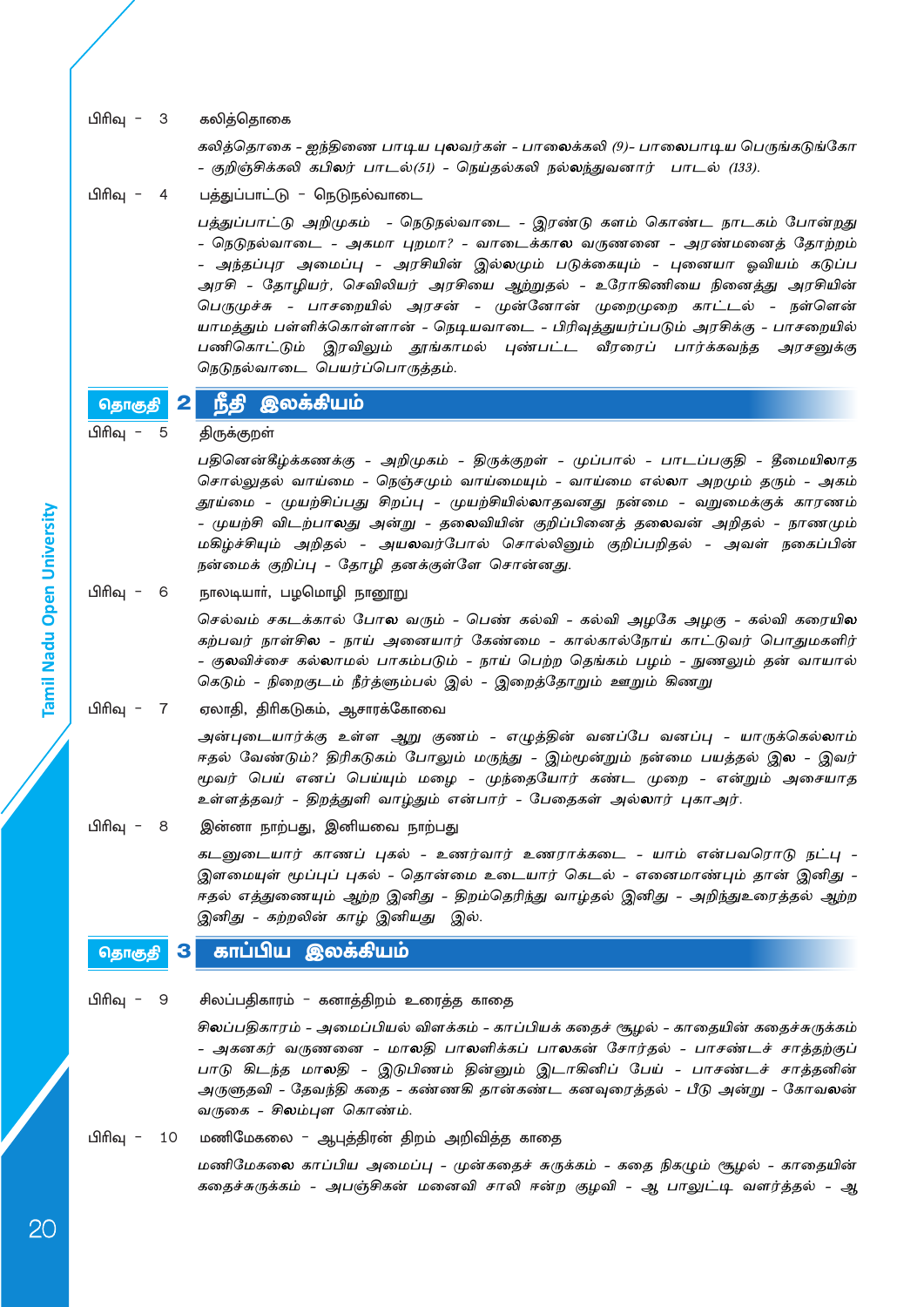பிரிவு - 3 கலித்தொகை

*கலித்தொகை - ஐந்திணை பாடிய புலவர்கள் - பாலைக்கலி (9)- பாலைபாடிய பெருங்கடுங்கோ - குறிஞ்சிக்கலி கபிலர் பாடல்(51) - நெய்தல்கலி நல்லந்துவனார் பாடல் (133).*

பிரிவு - 4 பத்துப்பாட்டு - நெடுநல்வாடை

*பத்துப்பாட்டு அறிமுகம் - நெடுநல்வாடை - இரண்டு களம் கொண்ட நாடகம் போன்றது - நெடுநல்வாடை - அகமா புறமா? - வாடைக்கால வருணனை - அரண்மனைத் தோற்றம் - அந்தப்புர அமைப்பு - அரசியின் இல்லமும் படுக்கையும் - புனையா ஓவியம் கடுப்ப அரசி - தோழியர், செவிலியர் அரசியை ஆற்றுதல் - உரோகிணியை நினைத்து அரசியின் பெருமுச்சு - பாசறையில் அரசன் - முன்னோன் முறைமுறை காட்டல் - நள்ளென் யாமத்தும் பள்ளிக்கொள்ளான் - நெடியவாடை - பிரிவுத்துயர்ப்படும் அரசிக்கு - பாசறையில் பணிகொட்டும் இரவிலும் தூங்காமல் புண்பட்ட வீரரைப் பார்க்கவந்த அரசனுக்கு நெடுநல்வாடை பெயர்ப்பொருத்தம்.*

## தொகுதி 2 நீதி இலக்கியம்

பிரிவு - 5 திருக்குறள்

*பதினெண்கீழ்க்கணக்கு - அறிமுகம் - திருக்குறள் - முப்பால் - பாடப்பகுதி - தீமையிலாத சொல்லுதல் வாய்மை - நெஞ்சமும் வாய்மையும் - வாய்மை எல்லா அறமும் தரும் - அகம் தூய்மை - முயற்சிப்பது சிறப்பு - முயற்சியில்லாதவனது நன்மை - வறுமைக்குக் காரணம் - முயற்சி விடற்பாலது அன்று - தலைவியின் குறிப்பினைத் தலைவன் அறிதல் - நாணமும் மகிழ்ச்சியும் அறிதல் - அயலவர்போல் சொல்லினும் குறிப்பறிதல் - அவள் நகைப்பின் நன்மைக் குறிப்பு - தோழி தனக்குள்ளே சொன்னது.*

பிரிவு - 6 நாலடியார், பழமொழி நானூறு

*செல்வம் சகடக்கால் போல வரும் - பெண் கல்வி - கல்வி அழகே அழகு - கல்வி கரையில கற்பவர் நாள்சில - நாய் அனையார் கேண்மை - கால்கால்நோய் காட்டுவர் பொதுமகளிர் - குலவிச்சை கல்லாமல் பாகம்படும் - நாய் பெற்ற தெங்கம் பழம் - நுணலும் தன் வாயால் கெடும் - நிறைகுடம் நீர்த்ளும்பல் இல் - இறைத்தோறும் ஊறும் கிணறு*

பிரிவு - 7 ஏலாதி, திரிகடுகம், ஆசாரக்கோவை

*அன்புடையார்க்கு உள்ள ஆறு குணம் - எழுத்தின் வனப்பே வனப்பு - யாருக்கெல்லாம் ஈதல் வேண்டும்? திரிகடுகம் போலும் மருந்து - இம்மூன்றும் நன்மை பயத்தல் இல - இவர் மூவர் பெய் எனப் பெய்யும் மழை - முந்தையோர் கண்ட முறை - என்றும் அசையாத உள்ளத்தவர் - திறத்துளி வாழ்தும் என்பார் - பேதைகள் அல்லார் புகாஅர்.*

பிரிவு - 8 இன்னா நாற்பது, இனியவை நாற்பது

*கடனுடையார் காணப் புகல் - உணர்வார் உணராக்கடை - யாம் என்பவரொடு நட்பு - இளமையுள் மூப்புப் புகல் - தொன்மை உடையார் கெடல் - எனைமாண்பும் தான் இனிது - ஈதல் எத்துணையும் ஆற்ற இனிது - திறம்தெரிந்து வாழ்தல் இனிது - அறிந்துஉரைத்தல் ஆற்ற இனிது - கற்றலின் காழ் இனியது இல்.*

## தொகுதி 3 காப்பிய இலக்கியம்

பிரிவு - 9 சிலப்பதிகாரம் - கனாத்திறம் உரைத்த காதை

*சிலப்பதிகாரம் - அமைப்பியல் விளக்கம் - காப்பியக் கதைச் சூழல் - காதையின் கதைச்சுருக்கம் - அகனகர் வருணனை - மாலதி பாலளிக்கப் பாலகன் சோர்தல் - பாசண்டச் சாத்தற்குப் பாடு கிடந்த மாலதி - இடுபிணம் தின்னும் இடாகினிப் பேய் - பாசண்டச் சாத்தனின் அருளுதவி - தேவந்தி கதை - கண்ணகி தான்கண்ட கனவுரைத்தல் - பீடு அன்று - கோவலன் வருகை - சிலம்புள கொண்ம்.*

பிரிவு - 10 மணிமேகலை - ஆபுத்திரன் திறம் அறிவித்த காதை

*மணிமேகலை காப்பிய அமைப்பு - முன்கதைச் சுருக்கம் - கதை நிகழும் சூழல் - காதையின் கதைச்சுருக்கம் - அபஞ்சிகன் மனைவி சாலி ஈன்ற குழவி - ஆ பாலுட்டி வளர்த்தல் - ஆ*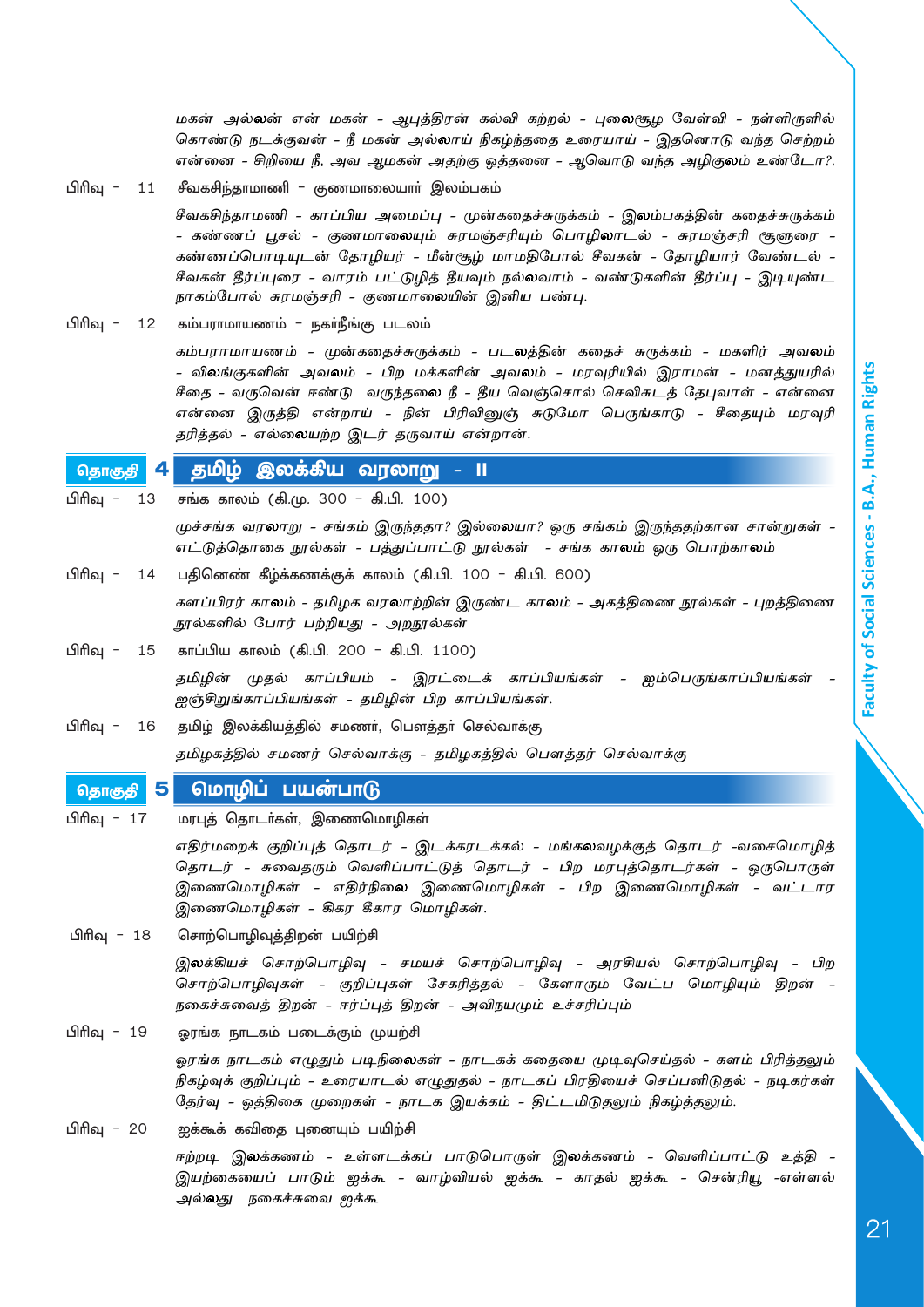*மகன் அல்லன் என் மகன் - ஆபுத்திரன் கல்வி கற்றல் - புலைசூழ வேள்வி - நள்ளிருளில் கொண்டு நடக்குவன் - நீ மகன் அல்லாய் நிகழ்ந்ததை உரையாய் - இதனொடு வந்த செற்றம் என்னை - சிறியை நீ, அவ ஆமகன் அதற்கு ஒத்தனை - ஆவொடு வந்த அழிகுலம் உண்டோ?.*

பிரிவு - 11 சீவகசிந்தாமணி - குணமாலையார் இலம்பகம்

*சீவகசிந்தாமணி - காப்பிய அமைப்பு - முன்கதைச்சுருக்கம் - இலம்பகத்தின் கதைச்சுருக்கம் - கண்ணப் பூசல் - குணமாலையும் சுரமஞ்சரியும் பொழிலாடல் - சுரமஞ்சரி சூளுரை - கண்ணப்பொடியுடன் தோழியர் - மீன்சூழ் மாமதிபோல் சீவகன் - தோழியார் வேண்டல் - சீவகன் தீர்ப்புரை - வாரம் பட்டுழித் தீயவும் நல்லவாம் - வண்டுகளின் தீர்ப்பு - இடியுண்ட நாகம்போல் சுரமஞ்சரி - குணமாலையின் இனிய பண்பு.*

பிரிவு - 12 கம்பராமாயணம் - நகர்நீங்கு படலம்

*கம்பராமாயணம் - முன்கதைச்சுருக்கம் - படலத்தின் கதைச் சுருக்கம் - மகளிர் அவலம் - விலங்குகளின் அவலம் - பிற மக்களின் அவலம் - மரவுரியில் இராமன் - மனத்துயரில் சீதை - வருவென் ஈண்டு வருந்தலை நீ - தீய வெஞ்சொல் செவிசுடத் தேபுவாள் - என்னை என்னை இருத்தி என்றாய் - நின் பிரிவினுஞ் சுடுமோ பெருங்காடு - சீதையும் மரவுரி தரித்தல் - எல்லையற்ற இடர் தருவாய் என்றான்.*

## தொகுதி 4 தமிழ் இலக்கிய வரலாறு - II

பிரிவு - 13 சங்க காலம் (கி.மு. 300 - கி.பி. 100)

*முச்சங்க வரலாறு - சங்கம் இருந்ததா? இல்லையா? ஒரு சங்கம் இருந்ததற்கான சான்றுகள் - எட்டுத்தொகை நூல்கள் - பத்துப்பாட்டு நூல்கள் - சங்க காலம் ஒரு பொற்காலம்*

பிரிவு - 14 பதினெண் கீழ்க்கணக்குக் காலம் (கி.பி. 100 - கி.பி. 600)

*களப்பிரர் காலம் - தமிழக வரலாற்றின் இருண்ட காலம் - அகத்திணை நூல்கள் - புறத்திணை நூல்களில் போர் பற்றியது - அறநூல்கள்*

பிரிவு - 15 காப்பிய காலம் (கி.பி. 200 - கி.பி. 1100)

*தமிழின் முதல் காப்பியம் - இரட்டைக் காப்பியங்கள் - ஐம்பெருங்காப்பியங்கள் - ஐஞ்சிறுங்காப்பியங்கள் - தமிழின் பிற காப்பியங்கள்.*

பிரிவு - 16 தமிழ் இலக்கியத்தில் சமணர், பௌத்தர் செல்வாக்கு

*தமிழகத்தில் சமணர் செல்வாக்கு - தமிழகத்தில் பௌத்தர் செல்வாக்கு*

## தொகுதி 5 மொழிப் பயன்பாடு

பிரிவு - 17 மரபுத் தொடர்கள், இணைமொழிகள்

*எதிர்மறைக் குறிப்புத் தொடர் - இடக்கரடக்கல் - மங்கலவழக்குத் தொடர் -வசைமொழித் தொடர் - சுவைதரும் வெளிப்பாட்டுத் தொடர் - பிற மரபுத்தொடர்கள் - ஒருபொருள் இணைமொழிகள் - எதிர்நிலை இணைமொழிகள் - பிற இணைமொழிகள் - வட்டார இணைமொழிகள் - கிகர கீகார மொழிகள்.*

பிரிவு - 18 சொற்பொழிவுத்திறன் பயிற்சி

*இலக்கியச் சொற்பொழிவு - சமயச் சொற்பொழிவு - அரசியல் சொற்பொழிவு - பிற சொற்பொழிவுகள் - குறிப்புகள் சேகரித்தல் - கேளாரும் வேட்ப மொழியும் திறன் - நகைச்சுவைத் திறன் - ஈர்ப்புத் திறன் - அவிநயமும் உச்சரிப்பும்*

பிரிவு - 19 ஓரங்க நாடகம் படைக்கும் முயற்சி

*ஓரங்க நாடகம் எழுதும் படிநிலைகள் - நாடகக் கதையை முடிவுசெய்தல் - களம் பிரித்தலும் நிகழ்வுக் குறிப்பும் - உரையாடல் எழுதுதல் - நாடகப் பிரதியைச் செப்பனிடுதல் - நடிகர்கள் தேர்வு - ஒத்திகை முறைகள் - நாடக இயக்கம் - திட்டமிடுதலும் நிகழ்த்தலும்.*

பிரிவு - 20 ஐக்கூக் கவிதை புனையும் பயிற்சி

*ஈற்றடி இலக்கணம் - உள்ளடக்கப் பாடுபொருள் இலக்கணம் - வெளிப்பாட்டு உத்தி - இயற்கையைப் பாடும் ஐக்கூ - வாழ்வியல் ஐக்கூ - காதல் ஐக்கூ - சென்ரியூ -எள்ளல் அல்லது நகைச்சுவை ஐக்கூ*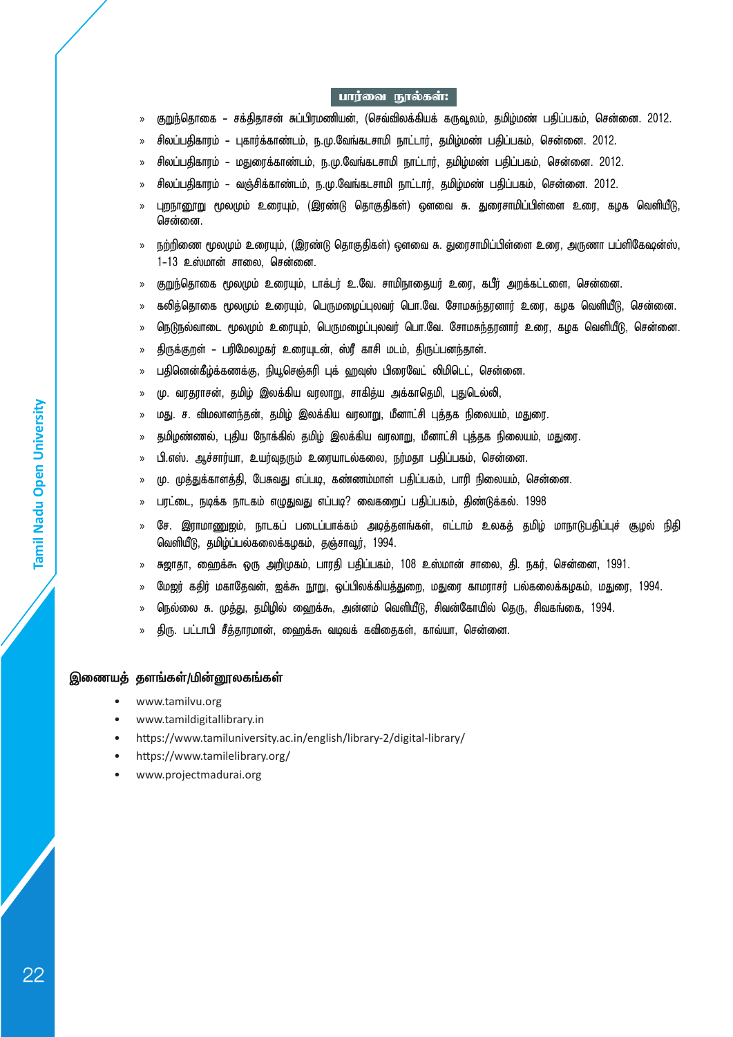## பார்வை நூல்கள்:

- குறுந்தொகை - சக்திதாசன் சுப்பிரமணியன், (செவ்விலக்கியக் கருவூலம், தமிழ்மண் பதிப்பகம், சென்னை. 2012.
- சிலப்பதிகாரம் - புகார்க்காண்டம், ந.மு.வேங்கடசாமி நாட்டார், தமிழ்மண் பதிப்பகம், சென்னை. 2012.
- சிலப்பதிகாரம் - மதுரைக்காண்டம், ந.மு.வேங்கடசாமி நாட்டார், தமிழ்மண் பதிப்பகம், சென்னை. 2012.
- சிலப்பதிகாரம் - வஞ்சிக்காண்டம், ந.மு.வேங்கடசாமி நாட்டார், தமிழ்மண் பதிப்பகம், சென்னை. 2012.
- புறநானூறு மூலமும் உரையும், (இரண்டு தொகுதிகள்) ஔவை சு. துரைசாமிப்பிள்ளை உரை, கழக வெளியீடு, சென்னை.
- நற்றிணை மூலமும் உரையும், (இரண்டு தொகுதிகள்) ஔவை சு. துரைசாமிப்பிள்ளை உரை, அருணா பப்ளிகேஷன்ஸ், 1-13 உஸ்மான் சாலை, சென்னை.
- குறுந்தொகை மூலமும் உரையும், டாக்டர் உ.வே. சாமிநாதையர் உரை, கபீர் அறக்கட்டளை, சென்னை.
- கலித்தொகை மூலமும் உரையும், பெருமழைப்புலவர் பொ.வே. சோமசுந்தரனார் உரை, கழக வெளியீடு, சென்னை.
- நெடுநல்வாடை மூலமும் உரையும், பெருமழைப்புலவர் பொ.வே. சோமசுந்தரனார் உரை, கழக வெளியீடு, சென்னை.
- திருக்குறள் - பரிமேலழகர் உரையுடன், ஸ்ரீ காசி மடம், திருப்பனந்தாள்.
- பதினென்கீழ்க்கணக்கு, நியூசெஞ்சுரி புக் ஹவுஸ் பிரைவேட் லிமிடெட், சென்னை.
- மு. வரதராசன், தமிழ் இலக்கிய வரலாறு, சாகித்ய அக்காதெமி, புதுடெல்லி,
- மது. ச. விமலானந்தன், தமிழ் இலக்கிய வரலாறு, மீனாட்சி புத்தக நிலையம், மதுரை.
- தமிழண்ணல், புதிய நோக்கில் தமிழ் இலக்கிய வரலாறு, மீனாட்சி புத்தக நிலையம், மதுரை.
- பி.எஸ். ஆச்சார்யா, உயர்வுதரும் உரையாடல்கலை, நர்மதா பதிப்பகம், சென்னை.
- மு. முத்துக்காளத்தி, பேசுவது எப்படி, கண்ணம்மாள் பதிப்பகம், பாரி நிலையம், சென்னை.
- பரட்டை, நடிக்க நாடகம் எழுதுவது எப்படி? வைகறைப் பதிப்பகம், திண்டுக்கல். 1998
- சே. இராமானுஜம், நாடகப் படைப்பாக்கம் அடித்தளங்கள், எட்டாம் உலகத் தமிழ் மாநாடுபதிப்புச் சூழல் நிதி வெளியீடு, தமிழ்ப்பல்கலைக்கழகம், தஞ்சாவூர், 1994.
- சுஜாதா, ஹைக்கூ ஒரு அறிமுகம், பாரதி பதிப்பகம், 108 உஸ்மான் சாலை, தி. நகர், சென்னை, 1991.
- மேஜர் கதிர் மகாதேவன், ஐக்கூ நூறு, ஒப்பிலக்கியத்துறை, மதுரை காமராசர் பல்கலைக்கழகம், மதுரை, 1994.
- நெல்லை சு. முத்து, தமிழில் ஹைக்கூ, அன்னம் வெளியீடு, சிவன்கோயில் தெரு, சிவகங்கை, 1994.
- திரு. பட்டாபி சீத்தாரமான், ஹைக்கூ வடிவக் கவிதைகள், காவ்யா, சென்னை.

### இணையத் தளங்கள்/மின்னூலகங்கள்

- www.tamilvu.org
- www.tamildigitallibrary.in
- https://www.tamiluniversity.ac.in/english/library-2/digital-library/
- https://www.tamilelibrary.org/
- www.projectmadurai.org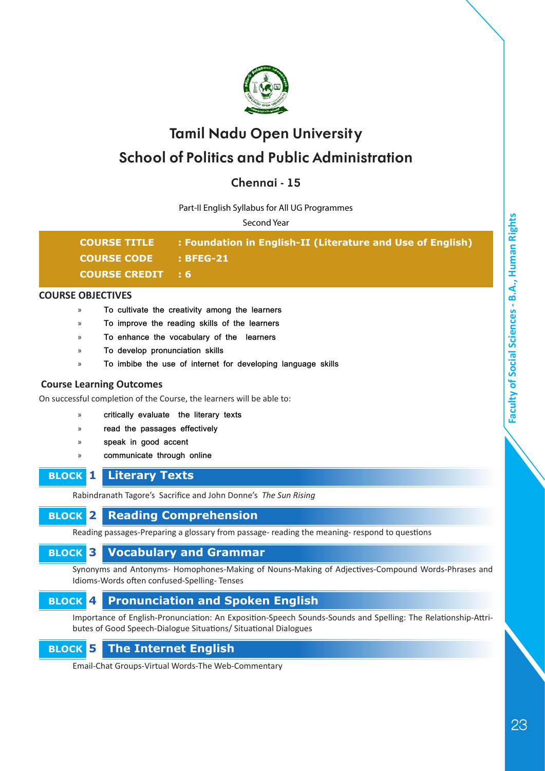# Tamil Nadu Open University

## School of Politics and Public Administration

### Chennai - 15

Part-II English Syllabus for All UG Programmes

Second Year

**COURSE TITLE : Foundation in English-II (Literature and Use of English)**

**COURSE CODE : BFEG-21**

**COURSE CREDIT : 6**

**COURSE OBJECTIVES**

- To cultivate the creativity among the learners
- To improve the reading skills of the learners
- To enhance the vocabulary of the learners
- To develop pronunciation skills
- To imbibe the use of internet for developing language skills

**Course Learning Outcomes**

On successful completion of the Course, the learners will be able to:

- critically evaluate the literary texts
- read the passages effectively
- speak in good accent
- communicate through online

### BLOCK 1 Literary Texts

Rabindranath Tagore's Sacrifice and John Donne's *The Sun Rising*

### BLOCK 2 Reading Comprehension

Reading passages-Preparing a glossary from passage- reading the meaning- respond to questions

### BLOCK 3 Vocabulary and Grammar

Synonyms and Antonyms- Homophones-Making of Nouns-Making of Adjectives-Compound Words-Phrases and Idioms-Words often confused-Spelling- Tenses

### BLOCK 4 Pronunciation and Spoken English

Importance of English-Pronunciation: An Exposition-Speech Sounds-Sounds and Spelling: The Relationship-Attributes of Good Speech-Dialogue Situations/ Situational Dialogues

### BLOCK 5 The Internet English

Email-Chat Groups-Virtual Words-The Web-Commentary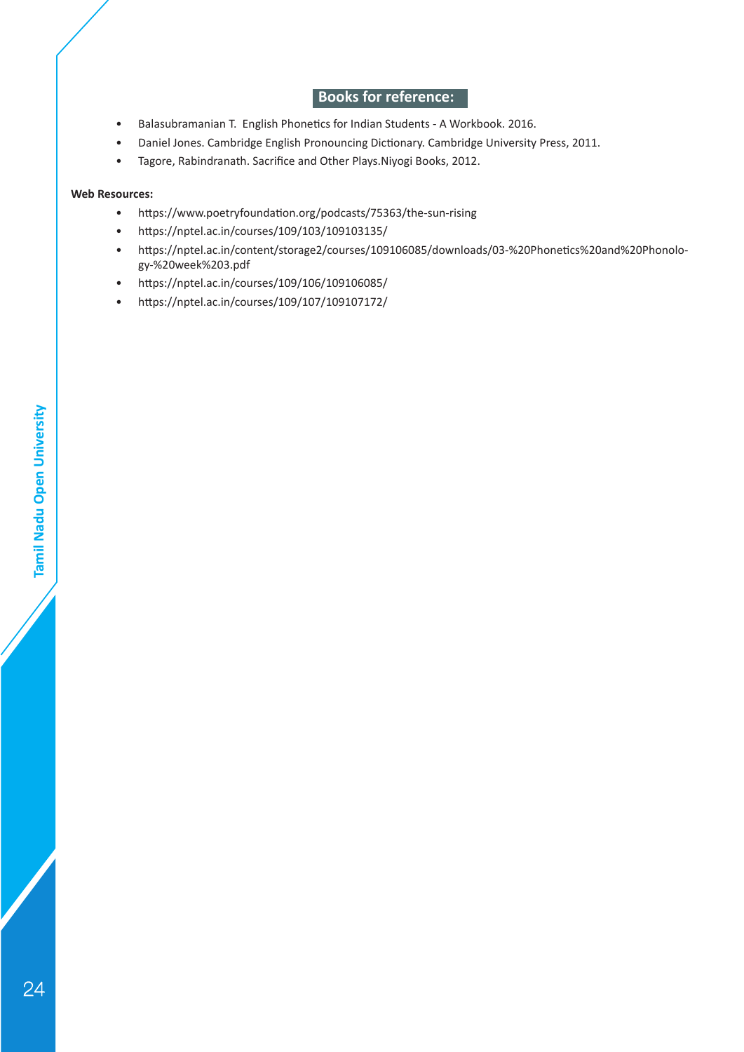## Books for reference:

- Balasubramanian T. English Phonetics for Indian Students - A Workbook. 2016.
- Daniel Jones. Cambridge English Pronouncing Dictionary. Cambridge University Press, 2011.
- Tagore, Rabindranath. Sacrifice and Other Plays.Niyogi Books, 2012.

**Web Resources:**

- https://www.poetryfoundation.org/podcasts/75363/the-sun-rising
- https://nptel.ac.in/courses/109/103/109103135/
- https://nptel.ac.in/content/storage2/courses/109106085/downloads/03-%20Phonetics%20and%20Phonology-%20week%203.pdf
- https://nptel.ac.in/courses/109/106/109106085/
- https://nptel.ac.in/courses/109/107/109107172/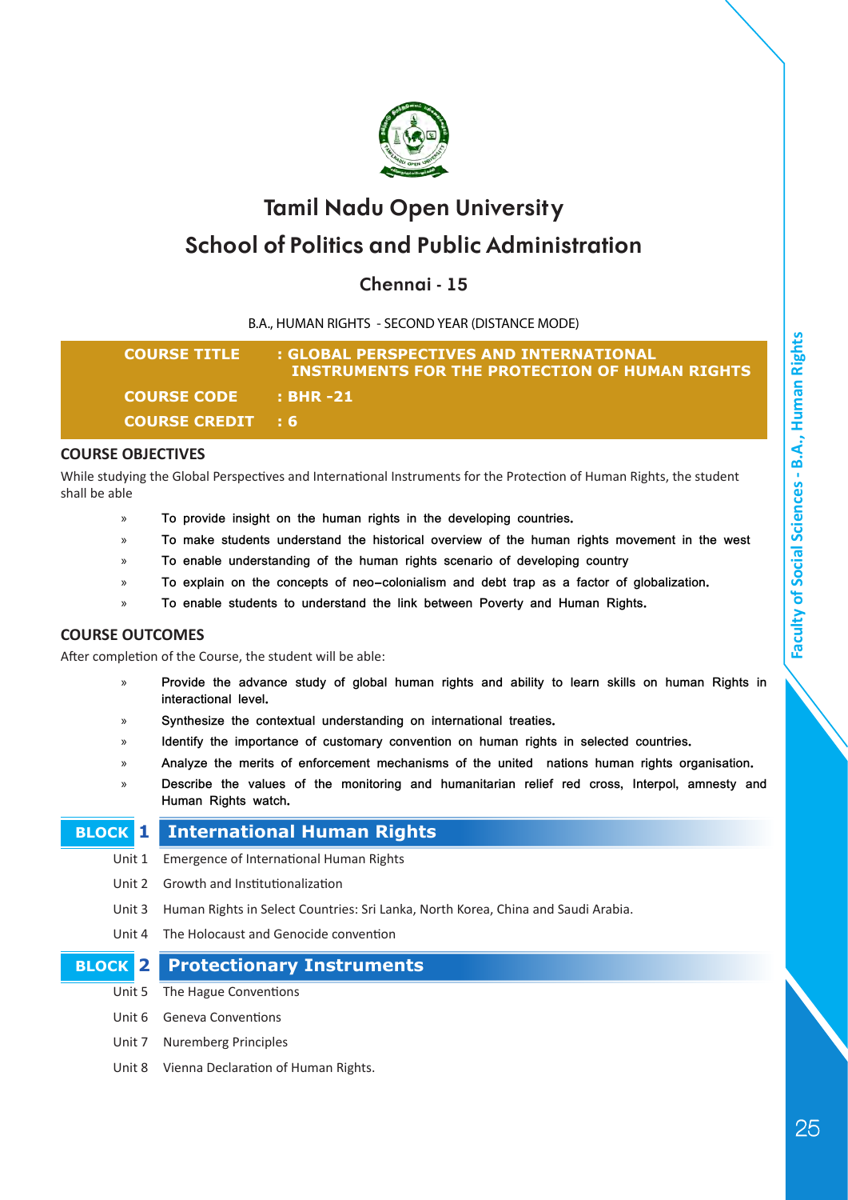# Tamil Nadu Open University

## School of Politics and Public Administration

### Chennai - 15

B.A., HUMAN RIGHTS - SECOND YEAR (DISTANCE MODE)

**COURSE TITLE : GLOBAL PERSPECTIVES AND INTERNATIONAL INSTRUMENTS FOR THE PROTECTION OF HUMAN RIGHTS**

**COURSE CODE : BHR -21**

**COURSE CREDIT : 6**

### COURSE OBJECTIVES

While studying the Global Perspectives and International Instruments for the Protection of Human Rights, the student shall be able

- To provide insight on the human rights in the developing countries.
- To make students understand the historical overview of the human rights movement in the west
- To enable understanding of the human rights scenario of developing country
- To explain on the concepts of neo–colonialism and debt trap as a factor of globalization.
- To enable students to understand the link between Poverty and Human Rights.

### COURSE OUTCOMES

After completion of the Course, the student will be able:

- Provide the advance study of global human rights and ability to learn skills on human Rights in interactional level.
- Synthesize the contextual understanding on international treaties.
- Identify the importance of customary convention on human rights in selected countries.
- Analyze the merits of enforcement mechanisms of the united nations human rights organisation.
- Describe the values of the monitoring and humanitarian relief red cross, Interpol, amnesty and Human Rights watch.

### BLOCK 1 International Human Rights

Unit 1 Emergence of International Human Rights

Unit 2 Growth and Institutionalization

Unit 3 Human Rights in Select Countries: Sri Lanka, North Korea, China and Saudi Arabia.

Unit 4 The Holocaust and Genocide convention

### BLOCK 2 Protectionary Instruments

Unit 5 The Hague Conventions

Unit 6 Geneva Conventions

Unit 7 Nuremberg Principles

Unit 8 Vienna Declaration of Human Rights.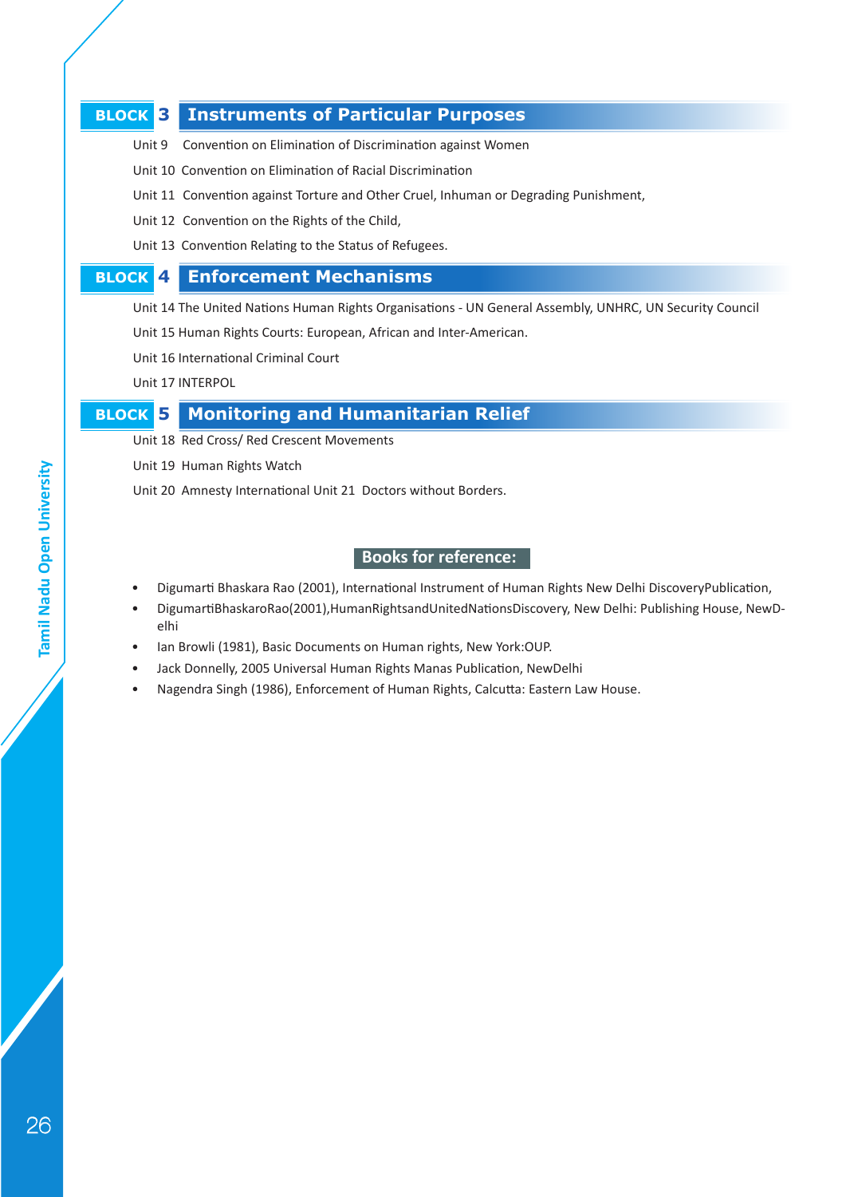## BLOCK 3 Instruments of Particular Purposes

Unit 9 Convention on Elimination of Discrimination against Women

Unit 10 Convention on Elimination of Racial Discrimination

Unit 11 Convention against Torture and Other Cruel, Inhuman or Degrading Punishment,

Unit 12 Convention on the Rights of the Child,

Unit 13 Convention Relating to the Status of Refugees.

## BLOCK 4 Enforcement Mechanisms

Unit 14 The United Nations Human Rights Organisations - UN General Assembly, UNHRC, UN Security Council

Unit 15 Human Rights Courts: European, African and Inter-American.

Unit 16 International Criminal Court

Unit 17 INTERPOL

## BLOCK 5 Monitoring and Humanitarian Relief

Unit 18 Red Cross/ Red Crescent Movements

Unit 19 Human Rights Watch

Unit 20 Amnesty International Unit 21 Doctors without Borders.

### Books for reference:

- Digumarti Bhaskara Rao (2001), International Instrument of Human Rights New Delhi DiscoveryPublication,
- DigumartiBhaskaroRao(2001),HumanRightsandUnitedNationsDiscovery, New Delhi: Publishing House, NewDelhi
- Ian Browli (1981), Basic Documents on Human rights, New York:OUP.
- Jack Donnelly, 2005 Universal Human Rights Manas Publication, NewDelhi
- Nagendra Singh (1986), Enforcement of Human Rights, Calcutta: Eastern Law House.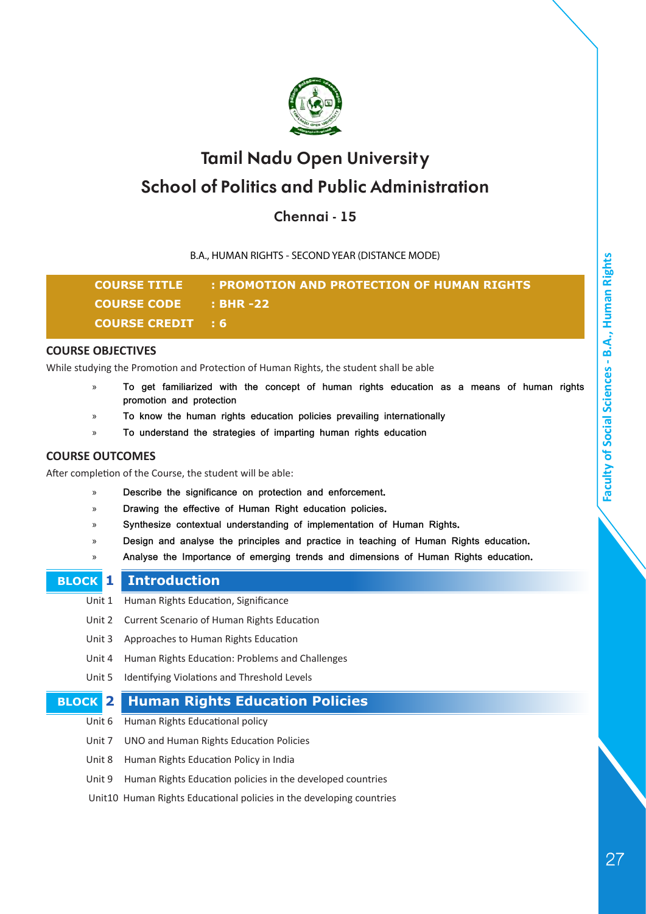# Tamil Nadu Open University

## School of Politics and Public Administration

### Chennai - 15

B.A., HUMAN RIGHTS - SECOND YEAR (DISTANCE MODE)

**COURSE TITLE : PROMOTION AND PROTECTION OF HUMAN RIGHTS**

**COURSE CODE : BHR -22**

**COURSE CREDIT : 6**

### COURSE OBJECTIVES

While studying the Promotion and Protection of Human Rights, the student shall be able

- To get familiarized with the concept of human rights education as a means of human rights promotion and protection
- To know the human rights education policies prevailing internationally
- To understand the strategies of imparting human rights education

### COURSE OUTCOMES

After completion of the Course, the student will be able:

- Describe the significance on protection and enforcement.
- Drawing the effective of Human Right education policies.
- Synthesize contextual understanding of implementation of Human Rights.
- Design and analyse the principles and practice in teaching of Human Rights education.
- Analyse the Importance of emerging trends and dimensions of Human Rights education.

### BLOCK 1 Introduction

Unit 1 Human Rights Education, Significance

Unit 2 Current Scenario of Human Rights Education

Unit 3 Approaches to Human Rights Education

Unit 4 Human Rights Education: Problems and Challenges

Unit 5 Identifying Violations and Threshold Levels

### BLOCK 2 Human Rights Education Policies

Unit 6 Human Rights Educational policy

Unit 7 UNO and Human Rights Education Policies

Unit 8 Human Rights Education Policy in India

Unit 9 Human Rights Education policies in the developed countries

Unit10 Human Rights Educational policies in the developing countries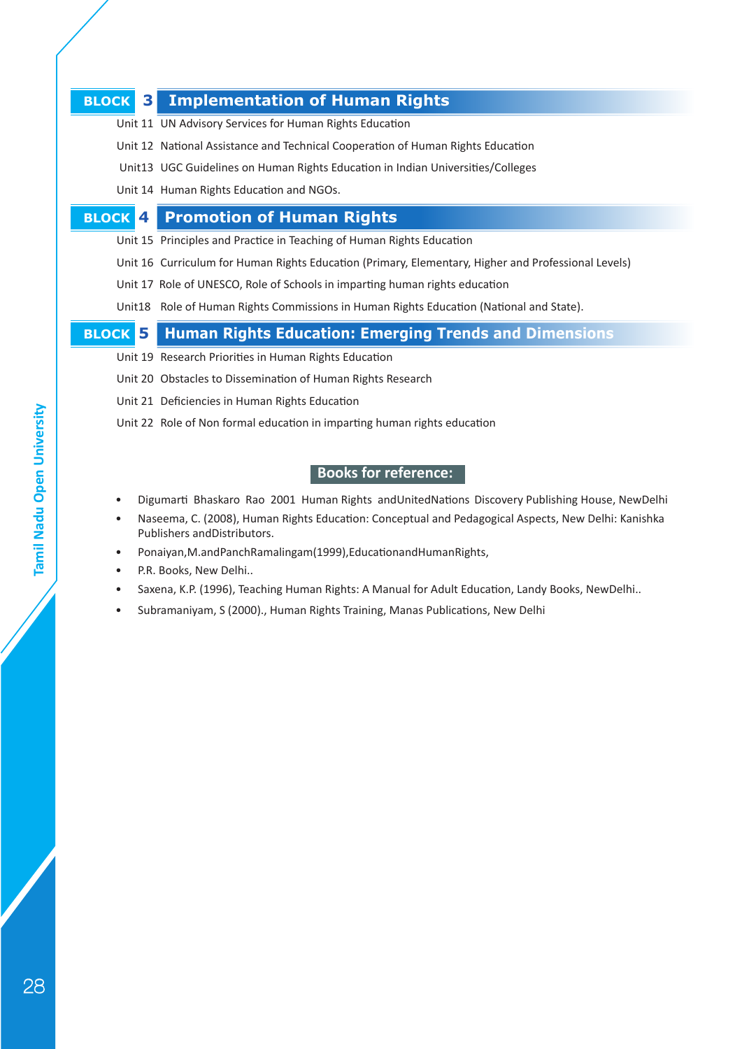## BLOCK 3 Implementation of Human Rights

Unit 11 UN Advisory Services for Human Rights Education

Unit 12 National Assistance and Technical Cooperation of Human Rights Education

Unit13 UGC Guidelines on Human Rights Education in Indian Universities/Colleges

Unit 14 Human Rights Education and NGOs.

## BLOCK 4 Promotion of Human Rights

Unit 15 Principles and Practice in Teaching of Human Rights Education

Unit 16 Curriculum for Human Rights Education (Primary, Elementary, Higher and Professional Levels)

Unit 17 Role of UNESCO, Role of Schools in imparting human rights education

Unit18 Role of Human Rights Commissions in Human Rights Education (National and State).

## BLOCK 5 Human Rights Education: Emerging Trends and Dimensions

Unit 19 Research Priorities in Human Rights Education

Unit 20 Obstacles to Dissemination of Human Rights Research

Unit 21 Deficiencies in Human Rights Education

Unit 22 Role of Non formal education in imparting human rights education

### Books for reference:

- Digumarti Bhaskaro Rao 2001 Human Rights andUnitedNations Discovery Publishing House, NewDelhi
- Naseema, C. (2008), Human Rights Education: Conceptual and Pedagogical Aspects, New Delhi: Kanishka Publishers andDistributors.
- Ponaiyan,M.andPanchRamalingam(1999),EducationandHumanRights,
- P.R. Books, New Delhi..
- Saxena, K.P. (1996), Teaching Human Rights: A Manual for Adult Education, Landy Books, NewDelhi..
- Subramaniyam, S (2000)., Human Rights Training, Manas Publications, New Delhi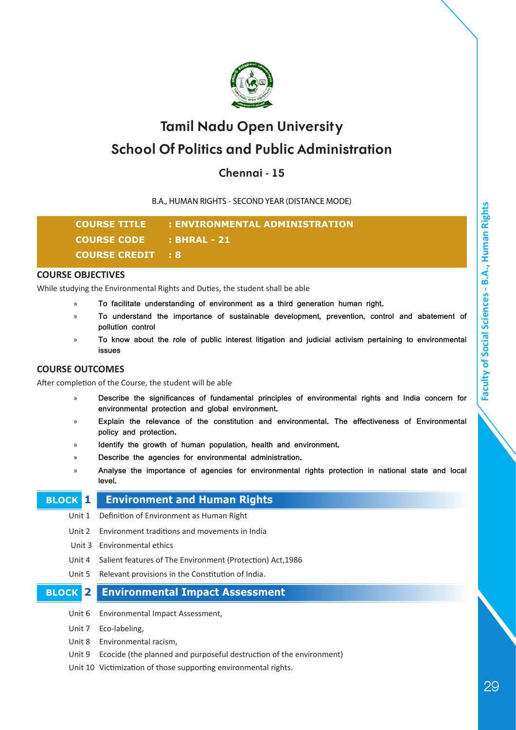# Tamil Nadu Open University

## School Of Politics and Public Administration

### Chennai - 15

B.A., HUMAN RIGHTS - SECOND YEAR (DISTANCE MODE)

**COURSE TITLE : ENVIRONMENTAL ADMINISTRATION**
**COURSE CODE : BHRAL - 21**
**COURSE CREDIT : 8**

## COURSE OBJECTIVES

While studying the Environmental Rights and Duties, the student shall be able

- To facilitate understanding of environment as a third generation human right.
- To understand the importance of sustainable development, prevention, control and abatement of pollution control
- To know about the role of public interest litigation and judicial activism pertaining to environmental issues

## COURSE OUTCOMES

After completion of the Course, the student will be able

- Describe the significances of fundamental principles of environmental rights and India concern for environmental protection and global environment.
- Explain the relevance of the constitution and environmental. The effectiveness of Environmental policy and protection.
- Identify the growth of human population, health and environment.
- Describe the agencies for environmental administration.
- Analyse the importance of agencies for environmental rights protection in national state and local level.

## BLOCK 1 Environment and Human Rights

- Unit 1 Definition of Environment as Human Right
- Unit 2 Environment traditions and movements in India
- Unit 3 Environmental ethics
- Unit 4 Salient features of The Environment (Protection) Act,1986
- Unit 5 Relevant provisions in the Constitution of India.

## BLOCK 2 Environmental Impact Assessment

- Unit 6 Environmental Impact Assessment,
- Unit 7 Eco-labeling,
- Unit 8 Environmental racism,
- Unit 9 Ecocide (the planned and purposeful destruction of the environment)
- Unit 10 Victimization of those supporting environmental rights.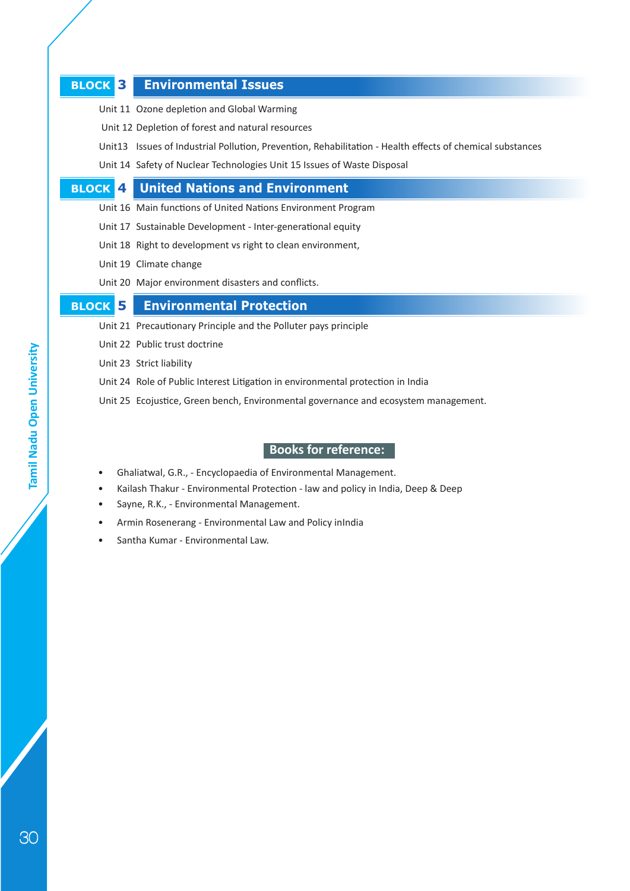## BLOCK 3 Environmental Issues

Unit 11 Ozone depletion and Global Warming

Unit 12 Depletion of forest and natural resources

Unit13 Issues of Industrial Pollution, Prevention, Rehabilitation - Health effects of chemical substances

Unit 14 Safety of Nuclear Technologies Unit 15 Issues of Waste Disposal

## BLOCK 4 United Nations and Environment

Unit 16 Main functions of United Nations Environment Program

Unit 17 Sustainable Development - Inter-generational equity

Unit 18 Right to development vs right to clean environment,

Unit 19 Climate change

Unit 20 Major environment disasters and conflicts.

## BLOCK 5 Environmental Protection

Unit 21 Precautionary Principle and the Polluter pays principle

Unit 22 Public trust doctrine

Unit 23 Strict liability

Unit 24 Role of Public Interest Litigation in environmental protection in India

Unit 25 Ecojustice, Green bench, Environmental governance and ecosystem management.

### Books for reference:

- Ghaliatwal, G.R., - Encyclopaedia of Environmental Management.
- Kailash Thakur - Environmental Protection - law and policy in India, Deep & Deep
- Sayne, R.K., - Environmental Management.
- Armin Rosenerang - Environmental Law and Policy inIndia
- Santha Kumar - Environmental Law.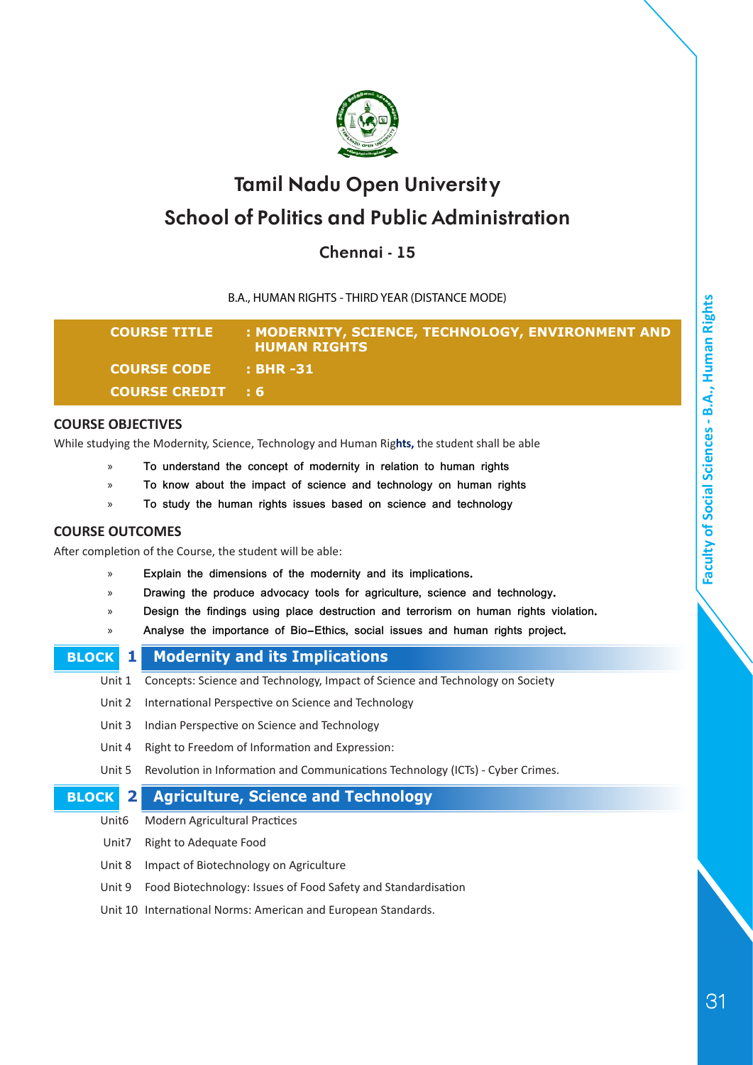# Tamil Nadu Open University

## School of Politics and Public Administration

### Chennai - 15

B.A., HUMAN RIGHTS - THIRD YEAR (DISTANCE MODE)

| | |
|---|---|
| **COURSE TITLE** | **: MODERNITY, SCIENCE, TECHNOLOGY, ENVIRONMENT AND HUMAN RIGHTS** |
| **COURSE CODE** | **: BHR -31** |
| **COURSE CREDIT** | **: 6** |

**COURSE OBJECTIVES**

While studying the Modernity, Science, Technology and Human Rights, the student shall be able

- To understand the concept of modernity in relation to human rights
- To know about the impact of science and technology on human rights
- To study the human rights issues based on science and technology

**COURSE OUTCOMES**

After completion of the Course, the student will be able:

- Explain the dimensions of the modernity and its implications.
- Drawing the produce advocacy tools for agriculture, science and technology.
- Design the findings using place destruction and terrorism on human rights violation.
- Analyse the importance of Bio–Ethics, social issues and human rights project.

## BLOCK 1 Modernity and its Implications

- Unit 1 Concepts: Science and Technology, Impact of Science and Technology on Society
- Unit 2 International Perspective on Science and Technology
- Unit 3 Indian Perspective on Science and Technology
- Unit 4 Right to Freedom of Information and Expression:
- Unit 5 Revolution in Information and Communications Technology (ICTs) - Cyber Crimes.

## BLOCK 2 Agriculture, Science and Technology

- Unit6 Modern Agricultural Practices
- Unit7 Right to Adequate Food
- Unit 8 Impact of Biotechnology on Agriculture
- Unit 9 Food Biotechnology: Issues of Food Safety and Standardisation
- Unit 10 International Norms: American and European Standards.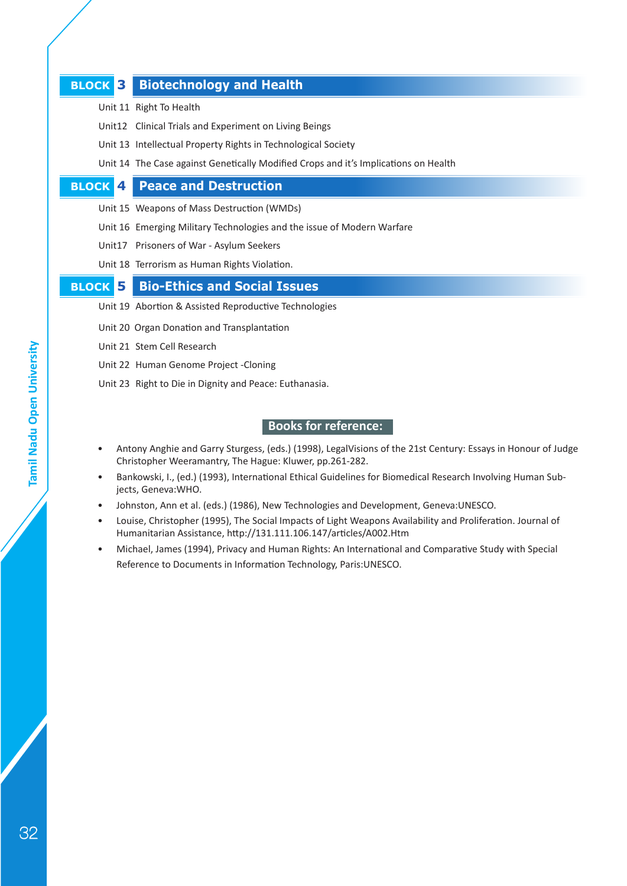## BLOCK 3 Biotechnology and Health

Unit 11 Right To Health

Unit12 Clinical Trials and Experiment on Living Beings

Unit 13 Intellectual Property Rights in Technological Society

Unit 14 The Case against Genetically Modified Crops and it's Implications on Health

## BLOCK 4 Peace and Destruction

Unit 15 Weapons of Mass Destruction (WMDs)

Unit 16 Emerging Military Technologies and the issue of Modern Warfare

Unit17 Prisoners of War - Asylum Seekers

Unit 18 Terrorism as Human Rights Violation.

## BLOCK 5 Bio-Ethics and Social Issues

Unit 19 Abortion & Assisted Reproductive Technologies

Unit 20 Organ Donation and Transplantation

Unit 21 Stem Cell Research

Unit 22 Human Genome Project -Cloning

Unit 23 Right to Die in Dignity and Peace: Euthanasia.

### Books for reference:

- Antony Anghie and Garry Sturgess, (eds.) (1998), LegalVisions of the 21st Century: Essays in Honour of Judge Christopher Weeramantry, The Hague: Kluwer, pp.261-282.
- Bankowski, I., (ed.) (1993), International Ethical Guidelines for Biomedical Research Involving Human Subjects, Geneva:WHO.
- Johnston, Ann et al. (eds.) (1986), New Technologies and Development, Geneva:UNESCO.
- Louise, Christopher (1995), The Social Impacts of Light Weapons Availability and Proliferation. Journal of Humanitarian Assistance, http://131.111.106.147/articles/A002.Htm
- Michael, James (1994), Privacy and Human Rights: An International and Comparative Study with Special Reference to Documents in Information Technology, Paris:UNESCO.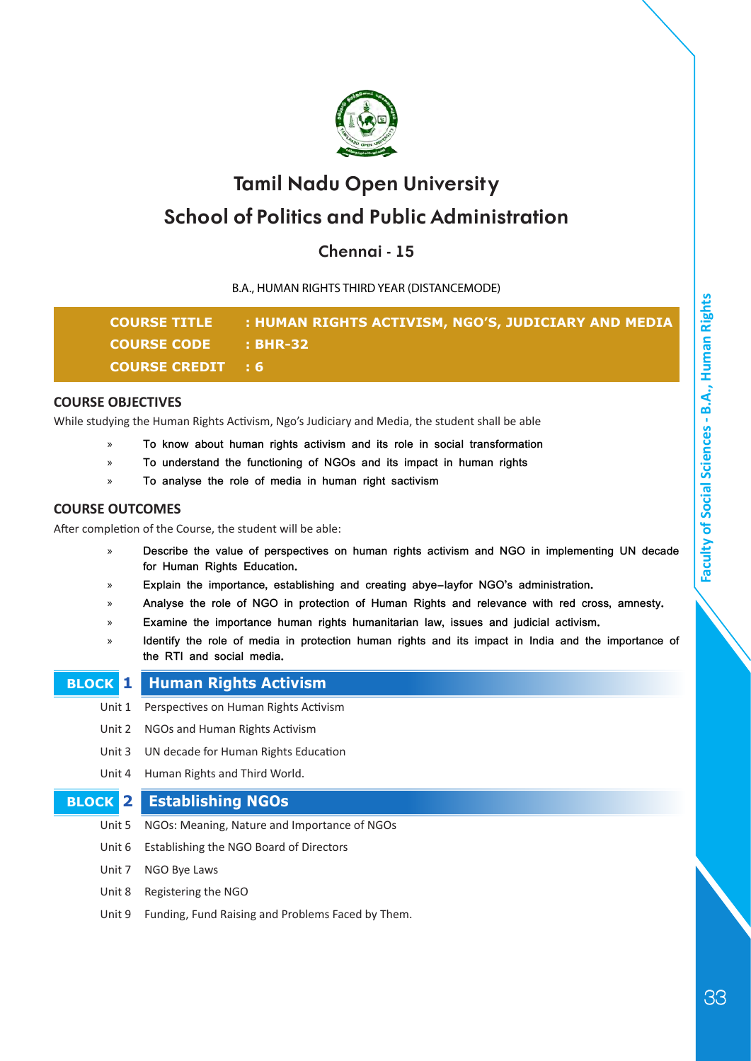# Tamil Nadu Open University

## School of Politics and Public Administration

### Chennai - 15

B.A., HUMAN RIGHTS THIRD YEAR (DISTANCEMODE)

**COURSE TITLE : HUMAN RIGHTS ACTIVISM, NGO'S, JUDICIARY AND MEDIA**
**COURSE CODE : BHR-32**
**COURSE CREDIT : 6**

### COURSE OBJECTIVES

While studying the Human Rights Activism, Ngo's Judiciary and Media, the student shall be able

- To know about human rights activism and its role in social transformation
- To understand the functioning of NGOs and its impact in human rights
- To analyse the role of media in human right sactivism

### COURSE OUTCOMES

After completion of the Course, the student will be able:

- Describe the value of perspectives on human rights activism and NGO in implementing UN decade for Human Rights Education.
- Explain the importance, establishing and creating abye–layfor NGO's administration.
- Analyse the role of NGO in protection of Human Rights and relevance with red cross, amnesty.
- Examine the importance human rights humanitarian law, issues and judicial activism.
- Identify the role of media in protection human rights and its impact in India and the importance of the RTI and social media.

### BLOCK 1 Human Rights Activism

Unit 1 Perspectives on Human Rights Activism

Unit 2 NGOs and Human Rights Activism

Unit 3 UN decade for Human Rights Education

Unit 4 Human Rights and Third World.

### BLOCK 2 Establishing NGOs

Unit 5 NGOs: Meaning, Nature and Importance of NGOs

Unit 6 Establishing the NGO Board of Directors

Unit 7 NGO Bye Laws

Unit 8 Registering the NGO

Unit 9 Funding, Fund Raising and Problems Faced by Them.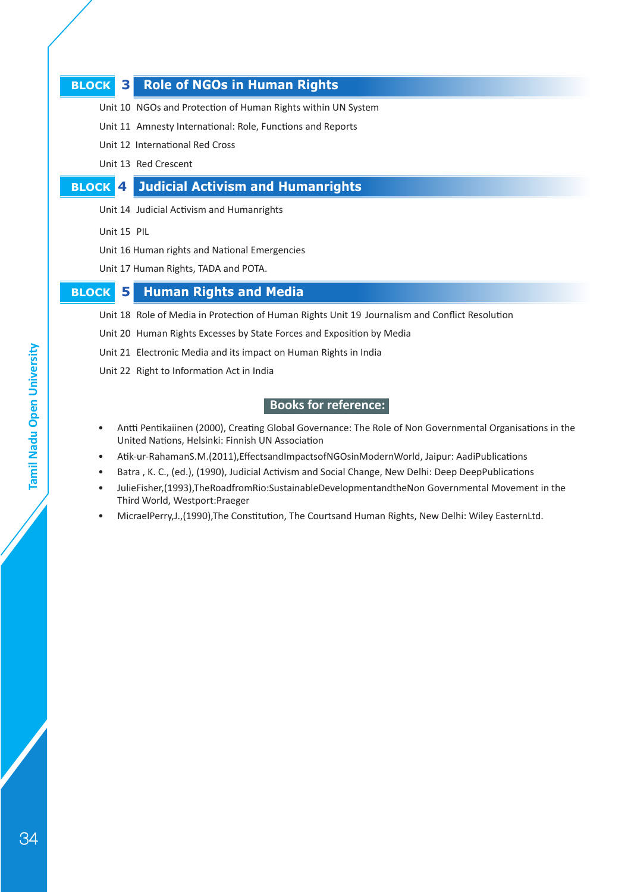## BLOCK 3 Role of NGOs in Human Rights

Unit 10 NGOs and Protection of Human Rights within UN System

Unit 11 Amnesty International: Role, Functions and Reports

Unit 12 International Red Cross

Unit 13 Red Crescent

## BLOCK 4 Judicial Activism and Humanrights

Unit 14 Judicial Activism and Humanrights

Unit 15 PIL

Unit 16 Human rights and National Emergencies

Unit 17 Human Rights, TADA and POTA.

## BLOCK 5 Human Rights and Media

Unit 18 Role of Media in Protection of Human Rights Unit 19 Journalism and Conflict Resolution

Unit 20 Human Rights Excesses by State Forces and Exposition by Media

Unit 21 Electronic Media and its impact on Human Rights in India

Unit 22 Right to Information Act in India

## Books for reference:

- Antti Pentikaiinen (2000), Creating Global Governance: The Role of Non Governmental Organisations in the United Nations, Helsinki: Finnish UN Association
- Atik-ur-RahamanS.M.(2011),EffectsandImpactsofNGOsinModernWorld, Jaipur: AadiPublications
- Batra , K. C., (ed.), (1990), Judicial Activism and Social Change, New Delhi: Deep DeepPublications
- JulieFisher,(1993),TheRoadfromRio:SustainableDevelopmentandtheNon Governmental Movement in the Third World, Westport:Praeger
- MicraelPerry,J.,(1990),The Constitution, The Courtsand Human Rights, New Delhi: Wiley EasternLtd.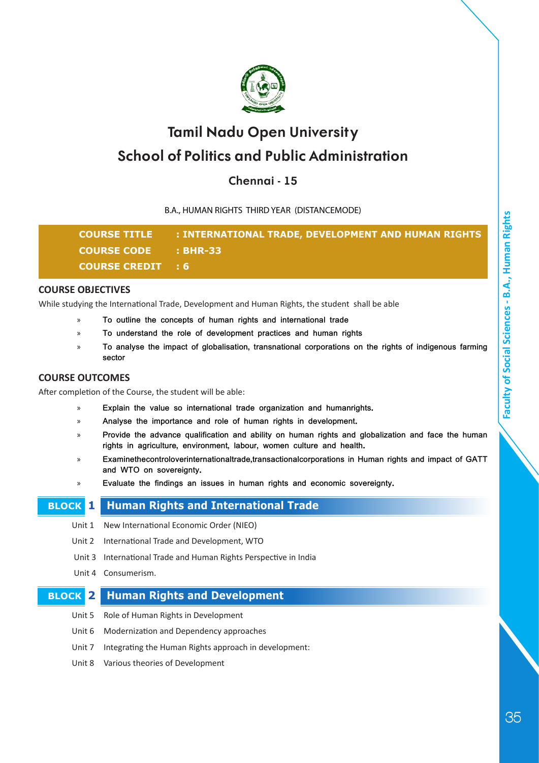# Tamil Nadu Open University

## School of Politics and Public Administration

### Chennai - 15

B.A., HUMAN RIGHTS THIRD YEAR (DISTANCEMODE)

**COURSE TITLE : INTERNATIONAL TRADE, DEVELOPMENT AND HUMAN RIGHTS**

**COURSE CODE : BHR-33**

**COURSE CREDIT : 6**

### COURSE OBJECTIVES

While studying the International Trade, Development and Human Rights, the student shall be able

- To outline the concepts of human rights and international trade
- To understand the role of development practices and human rights
- To analyse the impact of globalisation, transnational corporations on the rights of indigenous farming sector

### COURSE OUTCOMES

After completion of the Course, the student will be able:

- Explain the value so international trade organization and humanrights.
- Analyse the importance and role of human rights in development.
- Provide the advance qualification and ability on human rights and globalization and face the human rights in agriculture, environment, labour, women culture and health.
- Examinethecontroloverinternationaltrade,transactionalcorporations in Human rights and impact of GATT and WTO on sovereignty.
- Evaluate the findings an issues in human rights and economic sovereignty.

### BLOCK 1 Human Rights and International Trade

Unit 1 New International Economic Order (NIEO)

Unit 2 International Trade and Development, WTO

Unit 3 International Trade and Human Rights Perspective in India

Unit 4 Consumerism.

### BLOCK 2 Human Rights and Development

Unit 5 Role of Human Rights in Development

Unit 6 Modernization and Dependency approaches

Unit 7 Integrating the Human Rights approach in development:

Unit 8 Various theories of Development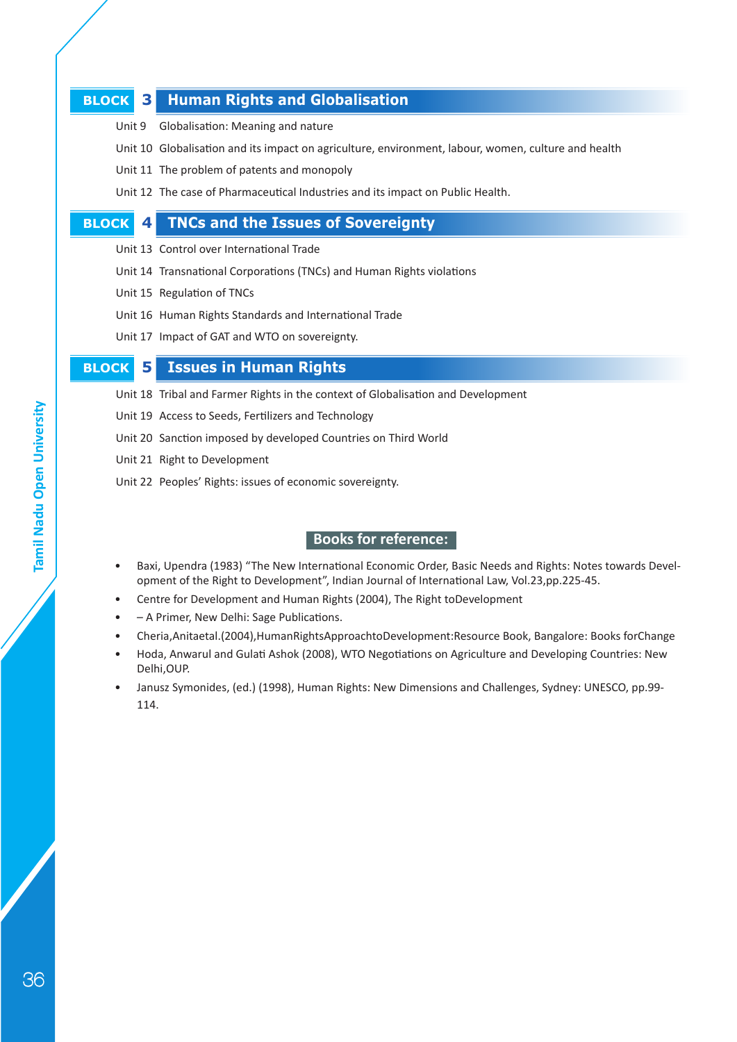## BLOCK 3 Human Rights and Globalisation

Unit 9 Globalisation: Meaning and nature

Unit 10 Globalisation and its impact on agriculture, environment, labour, women, culture and health

Unit 11 The problem of patents and monopoly

Unit 12 The case of Pharmaceutical Industries and its impact on Public Health.

## BLOCK 4 TNCs and the Issues of Sovereignty

Unit 13 Control over International Trade

Unit 14 Transnational Corporations (TNCs) and Human Rights violations

Unit 15 Regulation of TNCs

Unit 16 Human Rights Standards and International Trade

Unit 17 Impact of GAT and WTO on sovereignty.

## BLOCK 5 Issues in Human Rights

Unit 18 Tribal and Farmer Rights in the context of Globalisation and Development

Unit 19 Access to Seeds, Fertilizers and Technology

Unit 20 Sanction imposed by developed Countries on Third World

Unit 21 Right to Development

Unit 22 Peoples' Rights: issues of economic sovereignty.

### Books for reference:

- Baxi, Upendra (1983) "The New International Economic Order, Basic Needs and Rights: Notes towards Development of the Right to Development", Indian Journal of International Law, Vol.23,pp.225-45.
- Centre for Development and Human Rights (2004), The Right toDevelopment
- – A Primer, New Delhi: Sage Publications.
- Cheria,Anitaetal.(2004),HumanRightsApproachtoDevelopment:Resource Book, Bangalore: Books forChange
- Hoda, Anwarul and Gulati Ashok (2008), WTO Negotiations on Agriculture and Developing Countries: New Delhi,OUP.
- Janusz Symonides, (ed.) (1998), Human Rights: New Dimensions and Challenges, Sydney: UNESCO, pp.99-114.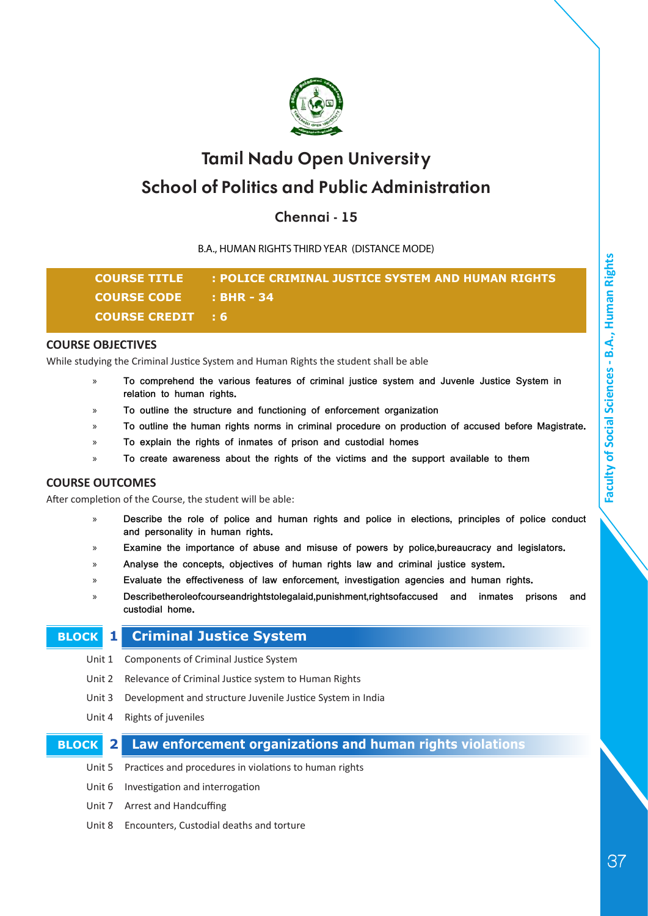# Tamil Nadu Open University

## School of Politics and Public Administration

### Chennai - 15

B.A., HUMAN RIGHTS THIRD YEAR (DISTANCE MODE)

**COURSE TITLE : POLICE CRIMINAL JUSTICE SYSTEM AND HUMAN RIGHTS**
**COURSE CODE : BHR - 34**
**COURSE CREDIT : 6**

### COURSE OBJECTIVES

While studying the Criminal Justice System and Human Rights the student shall be able

- To comprehend the various features of criminal justice system and Juvenle Justice System in relation to human rights.
- To outline the structure and functioning of enforcement organization
- To outline the human rights norms in criminal procedure on production of accused before Magistrate.
- To explain the rights of inmates of prison and custodial homes
- To create awareness about the rights of the victims and the support available to them

### COURSE OUTCOMES

After completion of the Course, the student will be able:

- Describe the role of police and human rights and police in elections, principles of police conduct and personality in human rights.
- Examine the importance of abuse and misuse of powers by police,bureaucracy and legislators.
- Analyse the concepts, objectives of human rights law and criminal justice system.
- Evaluate the effectiveness of law enforcement, investigation agencies and human rights.
- Describetheroleofcourseandrightstolegalaid,punishment,rightsofaccused and inmates prisons and custodial home.

## BLOCK 1 Criminal Justice System

Unit 1 Components of Criminal Justice System

Unit 2 Relevance of Criminal Justice system to Human Rights

Unit 3 Development and structure Juvenile Justice System in India

Unit 4 Rights of juveniles

## BLOCK 2 Law enforcement organizations and human rights violations

Unit 5 Practices and procedures in violations to human rights

Unit 6 Investigation and interrogation

Unit 7 Arrest and Handcuffing

Unit 8 Encounters, Custodial deaths and torture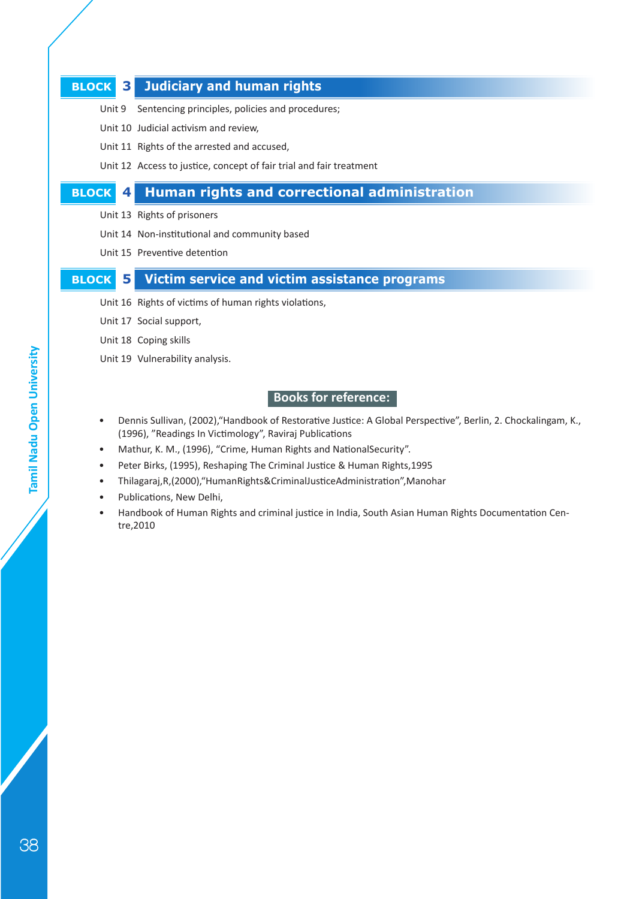## BLOCK 3 Judiciary and human rights

Unit 9 Sentencing principles, policies and procedures;

Unit 10 Judicial activism and review,

Unit 11 Rights of the arrested and accused,

Unit 12 Access to justice, concept of fair trial and fair treatment

## BLOCK 4 Human rights and correctional administration

Unit 13 Rights of prisoners

Unit 14 Non-institutional and community based

Unit 15 Preventive detention

## BLOCK 5 Victim service and victim assistance programs

Unit 16 Rights of victims of human rights violations,

Unit 17 Social support,

Unit 18 Coping skills

Unit 19 Vulnerability analysis.

### Books for reference:

- Dennis Sullivan, (2002),"Handbook of Restorative Justice: A Global Perspective", Berlin, 2. Chockalingam, K., (1996), "Readings In Victimology", Raviraj Publications
- Mathur, K. M., (1996), "Crime, Human Rights and NationalSecurity".
- Peter Birks, (1995), Reshaping The Criminal Justice & Human Rights,1995
- Thilagaraj,R,(2000),"HumanRights&CriminalJusticeAdministration",Manohar
- Publications, New Delhi,
- Handbook of Human Rights and criminal justice in India, South Asian Human Rights Documentation Centre,2010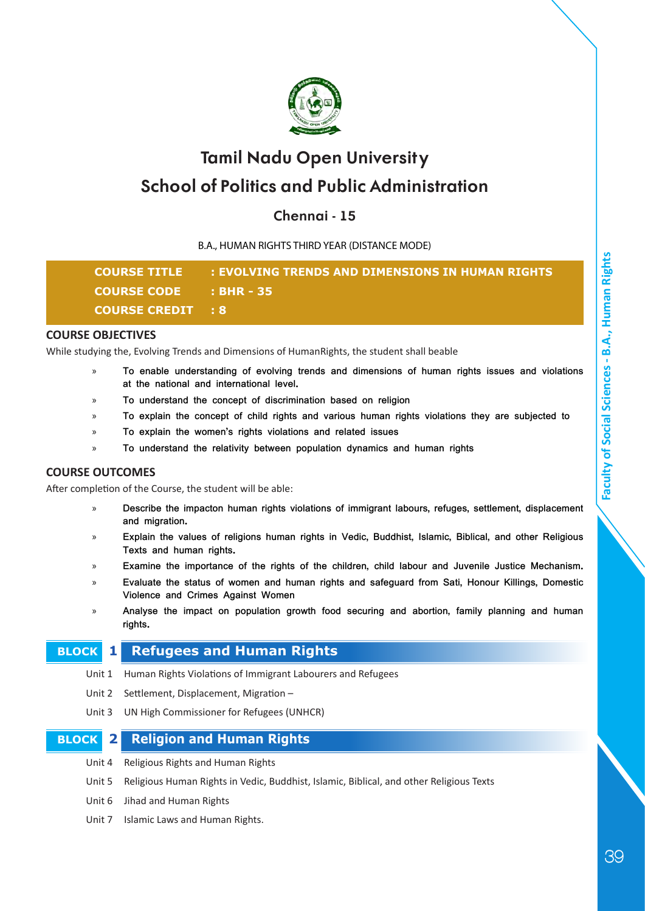# Tamil Nadu Open University

## School of Politics and Public Administration

### Chennai - 15

B.A., HUMAN RIGHTS THIRD YEAR (DISTANCE MODE)

**COURSE TITLE : EVOLVING TRENDS AND DIMENSIONS IN HUMAN RIGHTS**
**COURSE CODE : BHR - 35**
**COURSE CREDIT : 8**

### COURSE OBJECTIVES

While studying the, Evolving Trends and Dimensions of HumanRights, the student shall beable

- To enable understanding of evolving trends and dimensions of human rights issues and violations at the national and international level.
- To understand the concept of discrimination based on religion
- To explain the concept of child rights and various human rights violations they are subjected to
- To explain the women's rights violations and related issues
- To understand the relativity between population dynamics and human rights

### COURSE OUTCOMES

After completion of the Course, the student will be able:

- Describe the impacton human rights violations of immigrant labours, refuges, settlement, displacement and migration.
- Explain the values of religions human rights in Vedic, Buddhist, Islamic, Biblical, and other Religious Texts and human rights.
- Examine the importance of the rights of the children, child labour and Juvenile Justice Mechanism.
- Evaluate the status of women and human rights and safeguard from Sati, Honour Killings, Domestic Violence and Crimes Against Women
- Analyse the impact on population growth food securing and abortion, family planning and human rights.

### BLOCK 1 Refugees and Human Rights

Unit 1 Human Rights Violations of Immigrant Labourers and Refugees

Unit 2 Settlement, Displacement, Migration –

Unit 3 UN High Commissioner for Refugees (UNHCR)

### BLOCK 2 Religion and Human Rights

Unit 4 Religious Rights and Human Rights

Unit 5 Religious Human Rights in Vedic, Buddhist, Islamic, Biblical, and other Religious Texts

Unit 6 Jihad and Human Rights

Unit 7 Islamic Laws and Human Rights.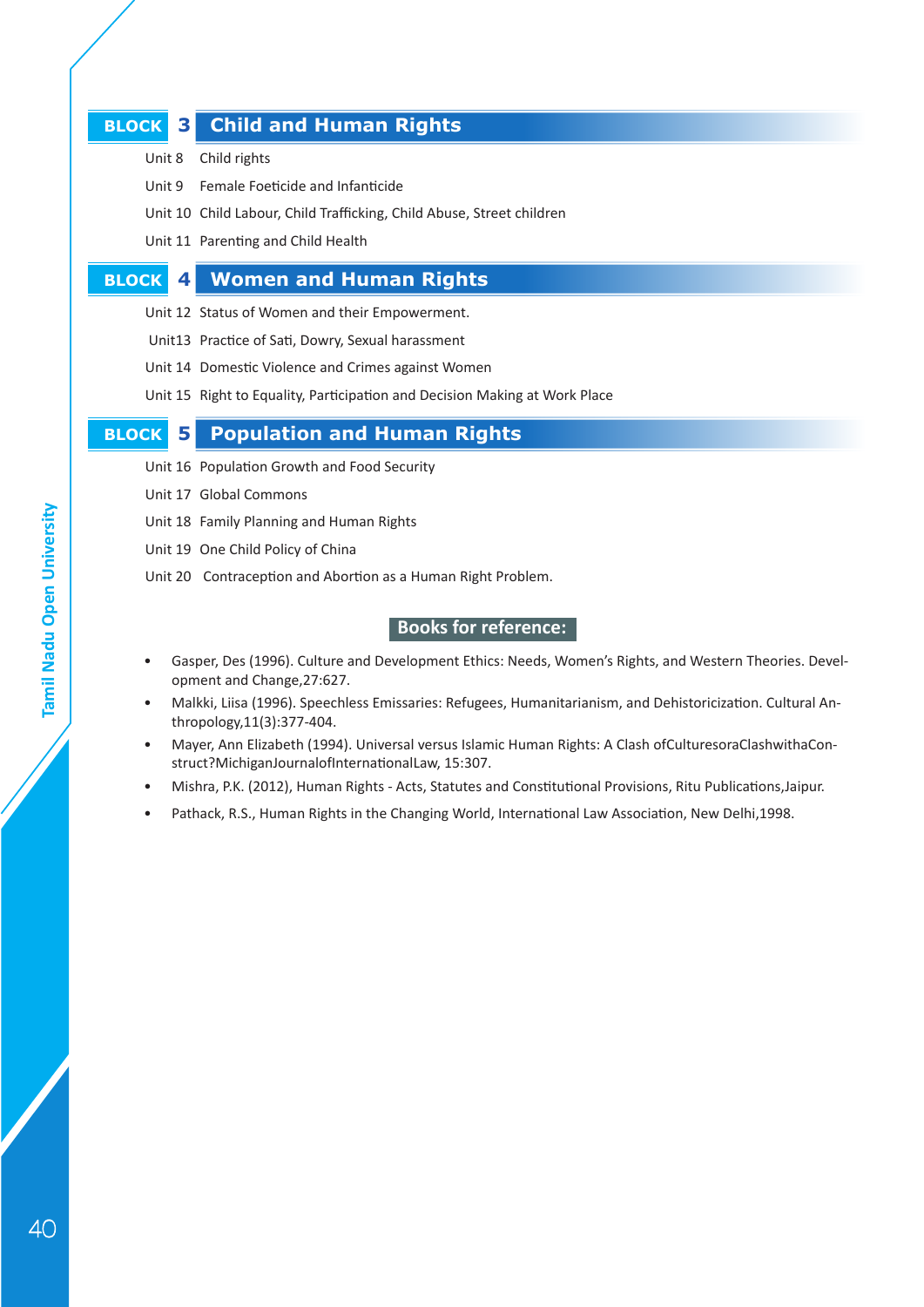## BLOCK 3 Child and Human Rights

Unit 8 Child rights

Unit 9 Female Foeticide and Infanticide

Unit 10 Child Labour, Child Trafficking, Child Abuse, Street children

Unit 11 Parenting and Child Health

## BLOCK 4 Women and Human Rights

Unit 12 Status of Women and their Empowerment.

Unit13 Practice of Sati, Dowry, Sexual harassment

Unit 14 Domestic Violence and Crimes against Women

Unit 15 Right to Equality, Participation and Decision Making at Work Place

## BLOCK 5 Population and Human Rights

Unit 16 Population Growth and Food Security

Unit 17 Global Commons

Unit 18 Family Planning and Human Rights

Unit 19 One Child Policy of China

Unit 20 Contraception and Abortion as a Human Right Problem.

### Books for reference:

- Gasper, Des (1996). Culture and Development Ethics: Needs, Women's Rights, and Western Theories. Development and Change,27:627.
- Malkki, Liisa (1996). Speechless Emissaries: Refugees, Humanitarianism, and Dehistoricization. Cultural Anthropology,11(3):377-404.
- Mayer, Ann Elizabeth (1994). Universal versus Islamic Human Rights: A Clash ofCulturesoraClashwithaConstruct?MichiganJournalofInternationalLaw, 15:307.
- Mishra, P.K. (2012), Human Rights - Acts, Statutes and Constitutional Provisions, Ritu Publications,Jaipur.
- Pathack, R.S., Human Rights in the Changing World, International Law Association, New Delhi,1998.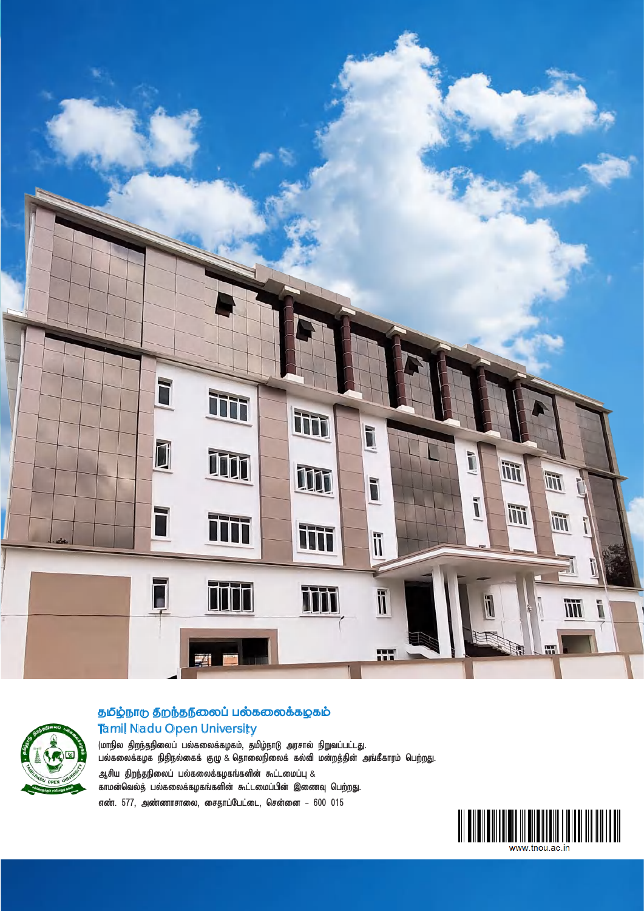தமிழ்நாடு திறந்தநிலைப் பல்கலைக்கழகம்

Tamil Nadu Open University

(மாநில திறந்தநிலைப் பல்கலைக்கழகம், தமிழ்நாடு அரசால் நிறுவப்பட்டது.
பல்கலைக்கழக நிதிநல்கைக் குழு & தொலைநிலைக் கல்வி மன்றத்தின் அங்கீகாரம் பெற்றது.
ஆசிய திறந்தநிலைப் பல்கலைக்கழகங்களின் கூட்டமைப்பு &
காமன்வெல்த் பல்கலைக்கழகங்களின் கூட்டமைப்பின் இணைவு பெற்றது.
எண். 577, அண்ணாசாலை, சைதாப்பேட்டை, சென்னை – 600 015

www.tnou.ac.in